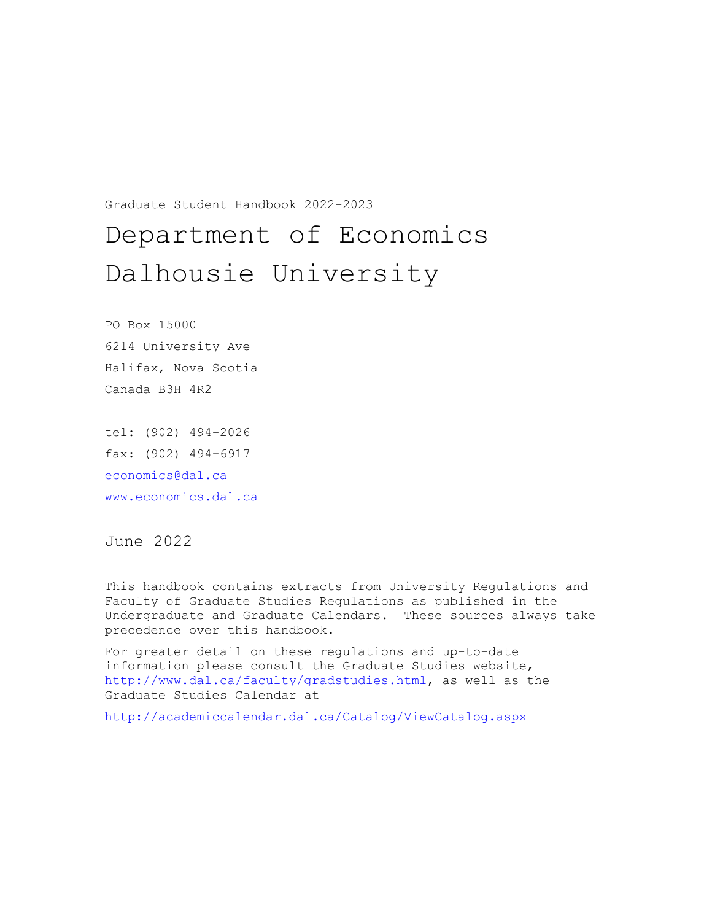Graduate Student Handbook 2022-2023

# Department of Economics
# Dalhousie University

PO Box 15000
6214 University Ave
Halifax, Nova Scotia
Canada B3H 4R2

tel: (902) 494-2026
fax: (902) 494-6917
economics@dal.ca
www.economics.dal.ca

June 2022

This handbook contains extracts from University Regulations and Faculty of Graduate Studies Regulations as published in the Undergraduate and Graduate Calendars. These sources always take precedence over this handbook.

For greater detail on these regulations and up-to-date information please consult the Graduate Studies website, http://www.dal.ca/faculty/gradstudies.html, as well as the Graduate Studies Calendar at

http://academiccalendar.dal.ca/Catalog/ViewCatalog.aspx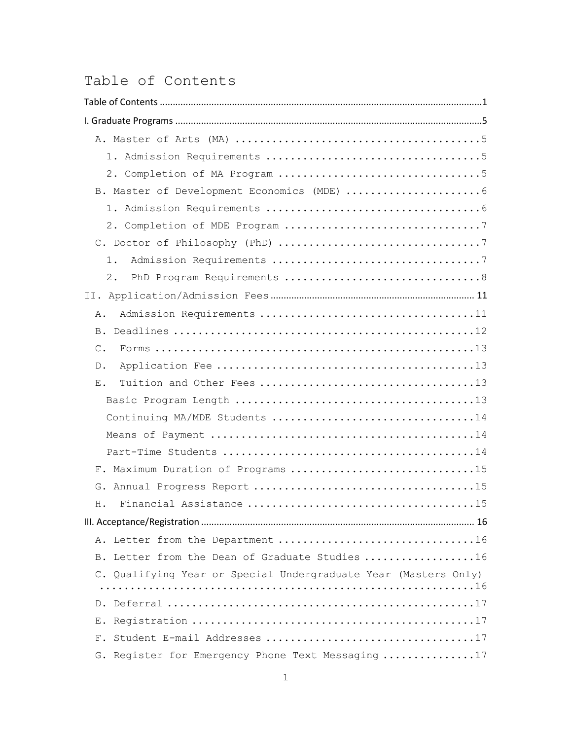# Table of Contents

- Table of Contents ....... 1
- I. Graduate Programs ....... 5
  - A. Master of Arts (MA) ....... 5
    - 1. Admission Requirements ....... 5
    - 2. Completion of MA Program ....... 5
  - B. Master of Development Economics (MDE) ....... 6
    - 1. Admission Requirements ....... 6
    - 2. Completion of MDE Program ....... 7
  - C. Doctor of Philosophy (PhD) ....... 7
    - 1. Admission Requirements ....... 7
    - 2. PhD Program Requirements ....... 8
- II. Application/Admission Fees ....... 11
  - A. Admission Requirements ....... 11
  - B. Deadlines ....... 12
  - C. Forms ....... 13
  - D. Application Fee ....... 13
  - E. Tuition and Other Fees ....... 13
    - Basic Program Length ....... 13
    - Continuing MA/MDE Students ....... 14
    - Means of Payment ....... 14
    - Part-Time Students ....... 14
  - F. Maximum Duration of Programs ....... 15
  - G. Annual Progress Report ....... 15
  - H. Financial Assistance ....... 15
- III. Acceptance/Registration ....... 16
  - A. Letter from the Department ....... 16
  - B. Letter from the Dean of Graduate Studies ....... 16
  - C. Qualifying Year or Special Undergraduate Year (Masters Only) ....... 16
  - D. Deferral ....... 17
  - E. Registration ....... 17
  - F. Student E-mail Addresses ....... 17
  - G. Register for Emergency Phone Text Messaging ....... 17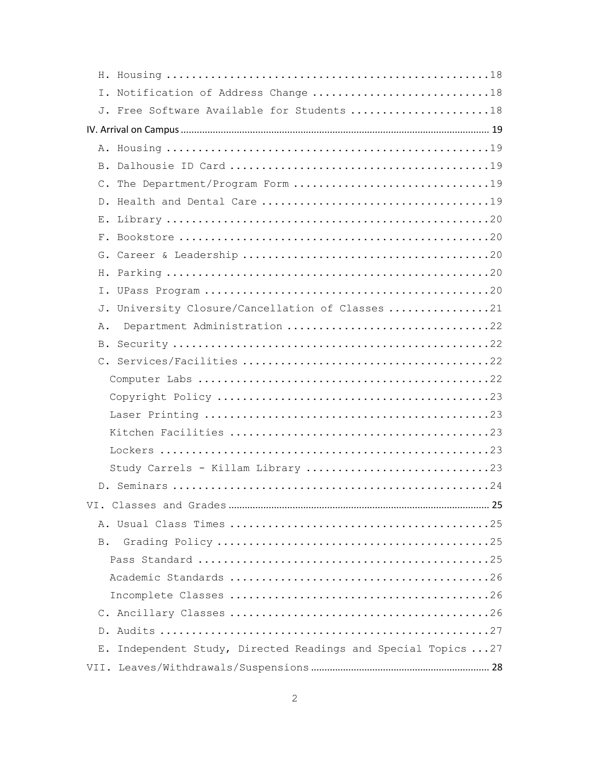H. Housing ..................................................18

I. Notification of Address Change ............................18

J. Free Software Available for Students ......................18

IV. Arrival on Campus ........................................19

A. Housing ..................................................19

B. Dalhousie ID Card ........................................19

C. The Department/Program Form ..............................19

D. Health and Dental Care ...................................19

E. Library ..................................................20

F. Bookstore ................................................20

G. Career & Leadership ......................................20

H. Parking ..................................................20

I. UPass Program ............................................20

J. University Closure/Cancellation of Classes ................21

A. Department Administration ................................22

B. Security .................................................22

C. Services/Facilities ......................................22

Computer Labs ..............................................22

Copyright Policy ...........................................23

Laser Printing .............................................23

Kitchen Facilities ..........................................23

Lockers ....................................................23

Study Carrels - Killam Library .............................23

D. Seminars .................................................24

VI. Classes and Grades .......................................25

A. Usual Class Times ........................................25

B. Grading Policy ...........................................25

Pass Standard ..............................................25

Academic Standards .........................................26

Incomplete Classes .........................................26

C. Ancillary Classes ........................................26

D. Audits ...................................................27

E. Independent Study, Directed Readings and Special Topics ...27

VII. Leaves/Withdrawals/Suspensions ..........................28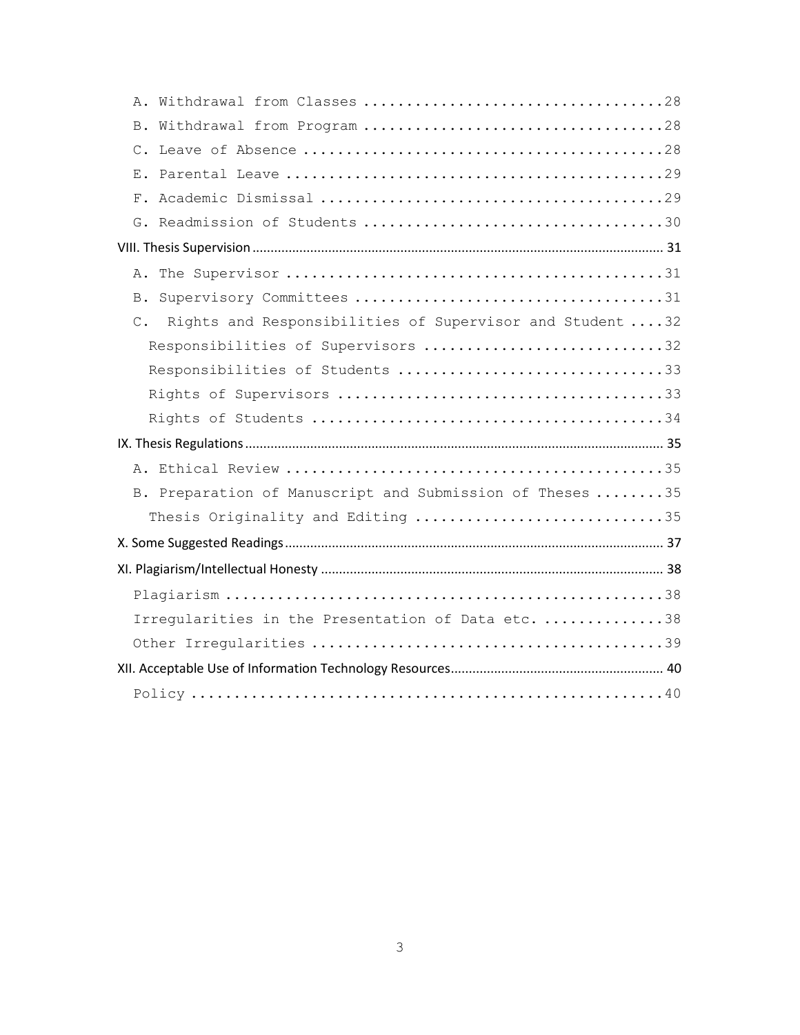A. Withdrawal from Classes ....................................28

B. Withdrawal from Program ....................................28

C. Leave of Absence ...........................................28

E. Parental Leave .............................................29

F. Academic Dismissal .........................................29

G. Readmission of Students ....................................30

VIII. Thesis Supervision ...................................................... 31

A. The Supervisor .............................................31

B. Supervisory Committees .....................................31

C. Rights and Responsibilities of Supervisor and Student ....32

Responsibilities of Supervisors ............................32

Responsibilities of Students ...............................33

Rights of Supervisors ......................................33

Rights of Students .........................................34

IX. Thesis Regulations ...................................................... 35

A. Ethical Review .............................................35

B. Preparation of Manuscript and Submission of Theses ........35

Thesis Originality and Editing .............................35

X. Some Suggested Readings ...................................................... 37

XI. Plagiarism/Intellectual Honesty ...................................................... 38

Plagiarism ...................................................38

Irregularities in the Presentation of Data etc. ..............38

Other Irregularities ..........................................39

XII. Acceptable Use of Information Technology Resources ...................................................... 40

Policy .........................................................40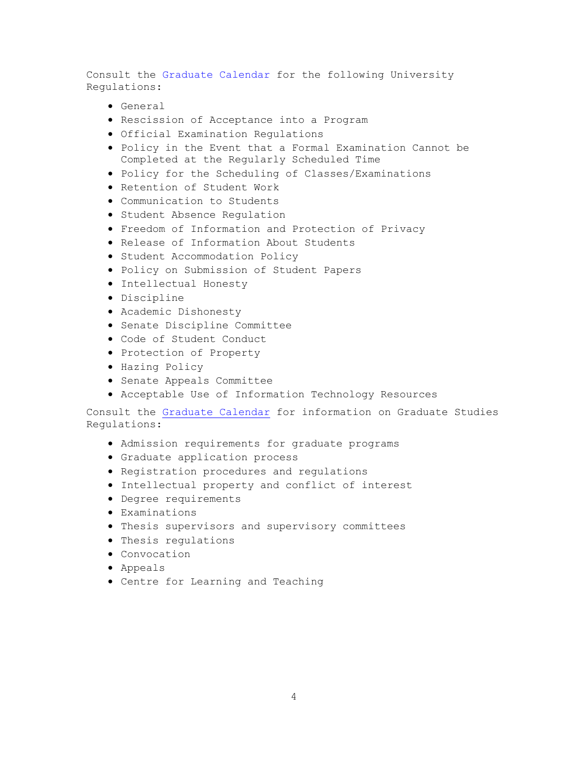Consult the Graduate Calendar for the following University Regulations:

- General
- Rescission of Acceptance into a Program
- Official Examination Regulations
- Policy in the Event that a Formal Examination Cannot be Completed at the Regularly Scheduled Time
- Policy for the Scheduling of Classes/Examinations
- Retention of Student Work
- Communication to Students
- Student Absence Regulation
- Freedom of Information and Protection of Privacy
- Release of Information About Students
- Student Accommodation Policy
- Policy on Submission of Student Papers
- Intellectual Honesty
- Discipline
- Academic Dishonesty
- Senate Discipline Committee
- Code of Student Conduct
- Protection of Property
- Hazing Policy
- Senate Appeals Committee
- Acceptable Use of Information Technology Resources

Consult the Graduate Calendar for information on Graduate Studies Regulations:

- Admission requirements for graduate programs
- Graduate application process
- Registration procedures and regulations
- Intellectual property and conflict of interest
- Degree requirements
- Examinations
- Thesis supervisors and supervisory committees
- Thesis regulations
- Convocation
- Appeals
- Centre for Learning and Teaching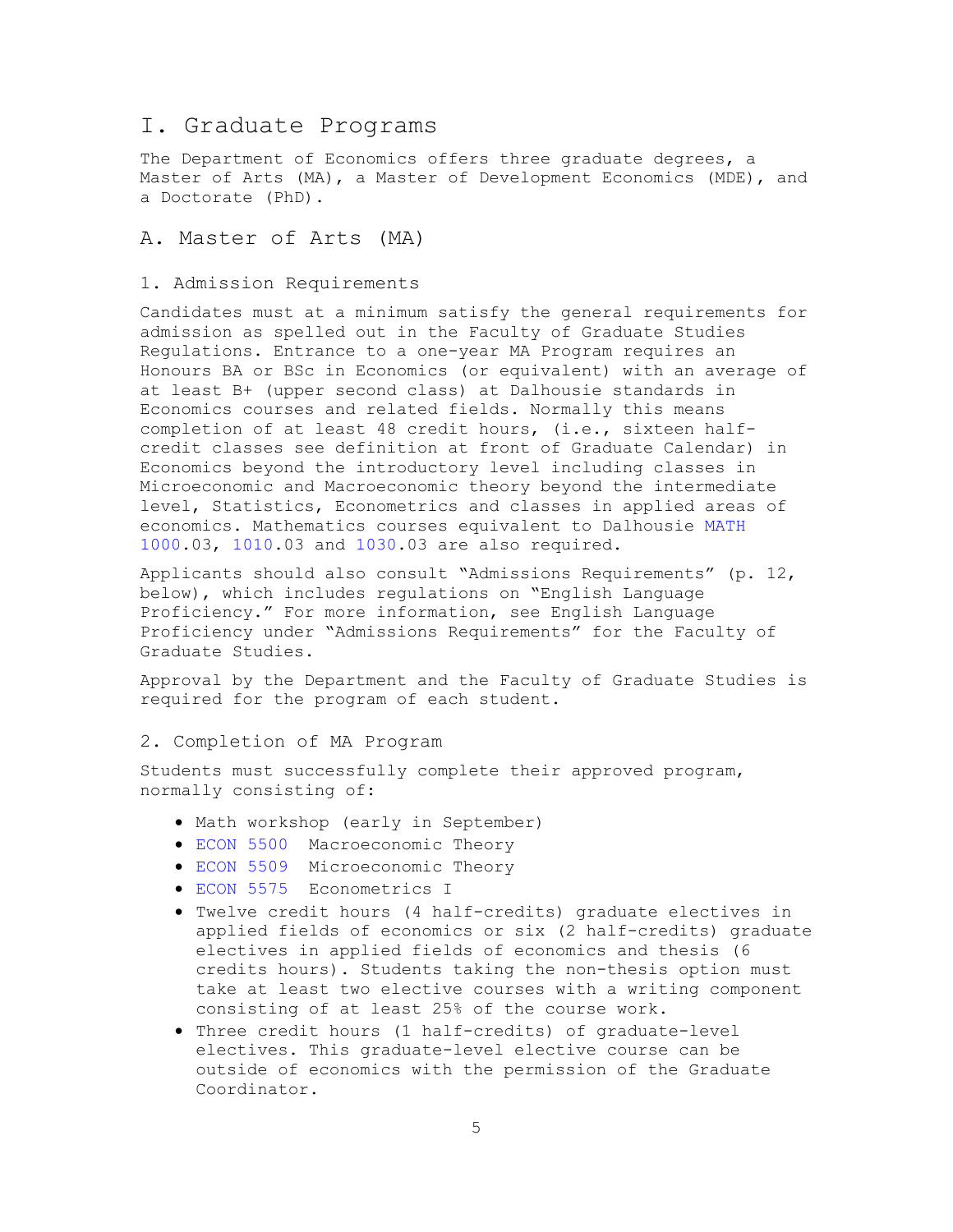# I. Graduate Programs

The Department of Economics offers three graduate degrees, a Master of Arts (MA), a Master of Development Economics (MDE), and a Doctorate (PhD).

## A. Master of Arts (MA)

### 1. Admission Requirements

Candidates must at a minimum satisfy the general requirements for admission as spelled out in the Faculty of Graduate Studies Regulations. Entrance to a one-year MA Program requires an Honours BA or BSc in Economics (or equivalent) with an average of at least B+ (upper second class) at Dalhousie standards in Economics courses and related fields. Normally this means completion of at least 48 credit hours, (i.e., sixteen half-credit classes see definition at front of Graduate Calendar) in Economics beyond the introductory level including classes in Microeconomic and Macroeconomic theory beyond the intermediate level, Statistics, Econometrics and classes in applied areas of economics. Mathematics courses equivalent to Dalhousie MATH 1000.03, 1010.03 and 1030.03 are also required.

Applicants should also consult "Admissions Requirements" (p. 12, below), which includes regulations on "English Language Proficiency." For more information, see English Language Proficiency under "Admissions Requirements" for the Faculty of Graduate Studies.

Approval by the Department and the Faculty of Graduate Studies is required for the program of each student.

### 2. Completion of MA Program

Students must successfully complete their approved program, normally consisting of:

- Math workshop (early in September)
- ECON 5500 Macroeconomic Theory
- ECON 5509 Microeconomic Theory
- ECON 5575 Econometrics I
- Twelve credit hours (4 half-credits) graduate electives in applied fields of economics or six (2 half-credits) graduate electives in applied fields of economics and thesis (6 credits hours). Students taking the non-thesis option must take at least two elective courses with a writing component consisting of at least 25% of the course work.
- Three credit hours (1 half-credits) of graduate-level electives. This graduate-level elective course can be outside of economics with the permission of the Graduate Coordinator.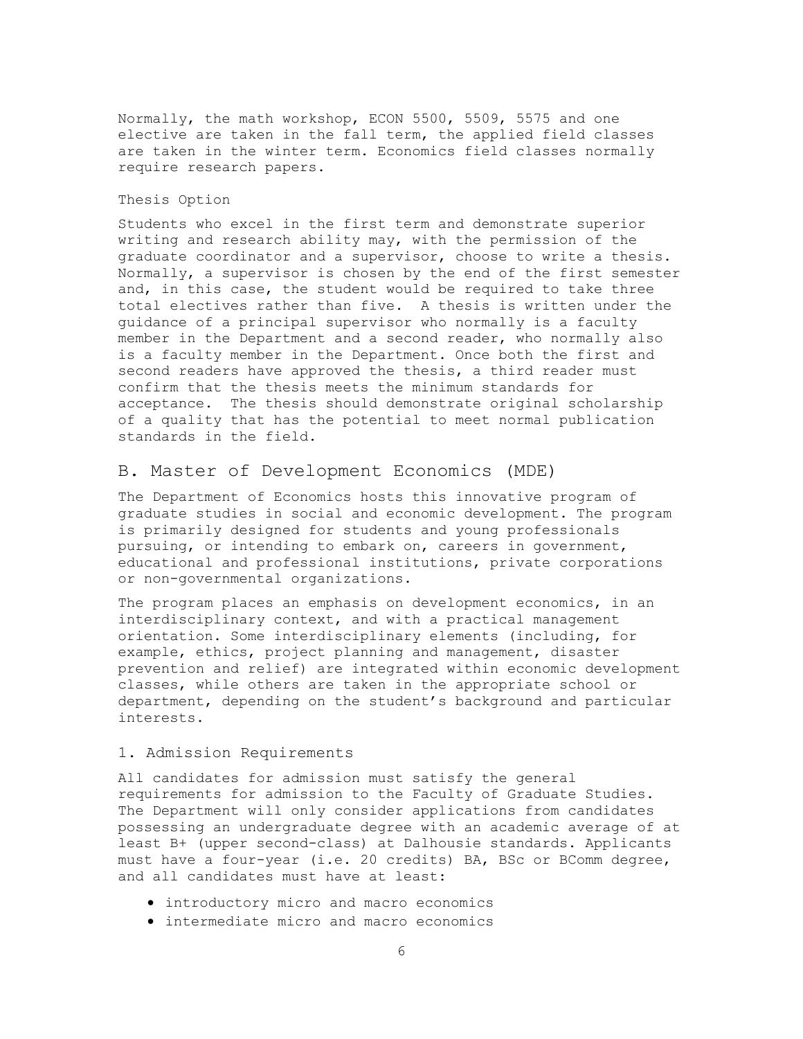Normally, the math workshop, ECON 5500, 5509, 5575 and one elective are taken in the fall term, the applied field classes are taken in the winter term. Economics field classes normally require research papers.

### Thesis Option

Students who excel in the first term and demonstrate superior writing and research ability may, with the permission of the graduate coordinator and a supervisor, choose to write a thesis. Normally, a supervisor is chosen by the end of the first semester and, in this case, the student would be required to take three total electives rather than five. A thesis is written under the guidance of a principal supervisor who normally is a faculty member in the Department and a second reader, who normally also is a faculty member in the Department. Once both the first and second readers have approved the thesis, a third reader must confirm that the thesis meets the minimum standards for acceptance. The thesis should demonstrate original scholarship of a quality that has the potential to meet normal publication standards in the field.

## B. Master of Development Economics (MDE)

The Department of Economics hosts this innovative program of graduate studies in social and economic development. The program is primarily designed for students and young professionals pursuing, or intending to embark on, careers in government, educational and professional institutions, private corporations or non-governmental organizations.

The program places an emphasis on development economics, in an interdisciplinary context, and with a practical management orientation. Some interdisciplinary elements (including, for example, ethics, project planning and management, disaster prevention and relief) are integrated within economic development classes, while others are taken in the appropriate school or department, depending on the student's background and particular interests.

### 1. Admission Requirements

All candidates for admission must satisfy the general requirements for admission to the Faculty of Graduate Studies. The Department will only consider applications from candidates possessing an undergraduate degree with an academic average of at least B+ (upper second-class) at Dalhousie standards. Applicants must have a four-year (i.e. 20 credits) BA, BSc or BComm degree, and all candidates must have at least:

- introductory micro and macro economics
- intermediate micro and macro economics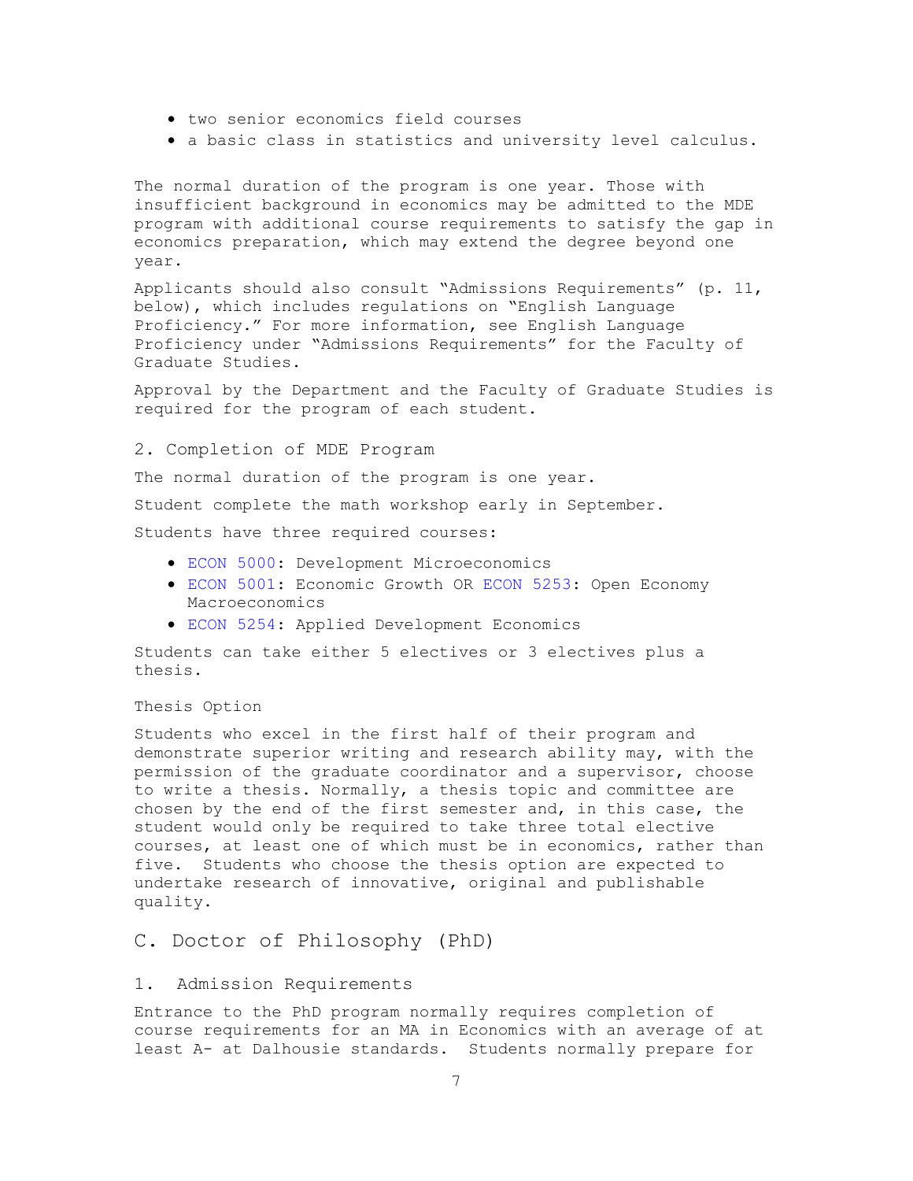- two senior economics field courses
- a basic class in statistics and university level calculus.

The normal duration of the program is one year. Those with insufficient background in economics may be admitted to the MDE program with additional course requirements to satisfy the gap in economics preparation, which may extend the degree beyond one year.

Applicants should also consult "Admissions Requirements" (p. 11, below), which includes regulations on "English Language Proficiency." For more information, see English Language Proficiency under "Admissions Requirements" for the Faculty of Graduate Studies.

Approval by the Department and the Faculty of Graduate Studies is required for the program of each student.

### 2. Completion of MDE Program

The normal duration of the program is one year.

Student complete the math workshop early in September.

Students have three required courses:

- ECON 5000: Development Microeconomics
- ECON 5001: Economic Growth OR ECON 5253: Open Economy Macroeconomics
- ECON 5254: Applied Development Economics

Students can take either 5 electives or 3 electives plus a thesis.

#### Thesis Option

Students who excel in the first half of their program and demonstrate superior writing and research ability may, with the permission of the graduate coordinator and a supervisor, choose to write a thesis. Normally, a thesis topic and committee are chosen by the end of the first semester and, in this case, the student would only be required to take three total elective courses, at least one of which must be in economics, rather than five. Students who choose the thesis option are expected to undertake research of innovative, original and publishable quality.

## C. Doctor of Philosophy (PhD)

### 1. Admission Requirements

Entrance to the PhD program normally requires completion of course requirements for an MA in Economics with an average of at least A- at Dalhousie standards. Students normally prepare for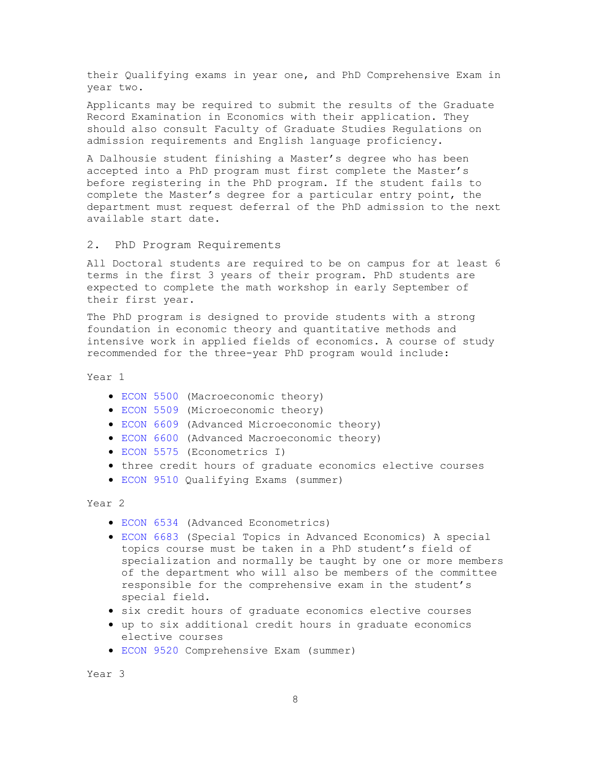their Qualifying exams in year one, and PhD Comprehensive Exam in year two.

Applicants may be required to submit the results of the Graduate Record Examination in Economics with their application. They should also consult Faculty of Graduate Studies Regulations on admission requirements and English language proficiency.

A Dalhousie student finishing a Master's degree who has been accepted into a PhD program must first complete the Master's before registering in the PhD program. If the student fails to complete the Master's degree for a particular entry point, the department must request deferral of the PhD admission to the next available start date.

## 2. PhD Program Requirements

All Doctoral students are required to be on campus for at least 6 terms in the first 3 years of their program. PhD students are expected to complete the math workshop in early September of their first year.

The PhD program is designed to provide students with a strong foundation in economic theory and quantitative methods and intensive work in applied fields of economics. A course of study recommended for the three-year PhD program would include:

Year 1

- ECON 5500 (Macroeconomic theory)
- ECON 5509 (Microeconomic theory)
- ECON 6609 (Advanced Microeconomic theory)
- ECON 6600 (Advanced Macroeconomic theory)
- ECON 5575 (Econometrics I)
- three credit hours of graduate economics elective courses
- ECON 9510 Qualifying Exams (summer)

Year 2

- ECON 6534 (Advanced Econometrics)
- ECON 6683 (Special Topics in Advanced Economics) A special topics course must be taken in a PhD student's field of specialization and normally be taught by one or more members of the department who will also be members of the committee responsible for the comprehensive exam in the student's special field.
- six credit hours of graduate economics elective courses
- up to six additional credit hours in graduate economics elective courses
- ECON 9520 Comprehensive Exam (summer)

Year 3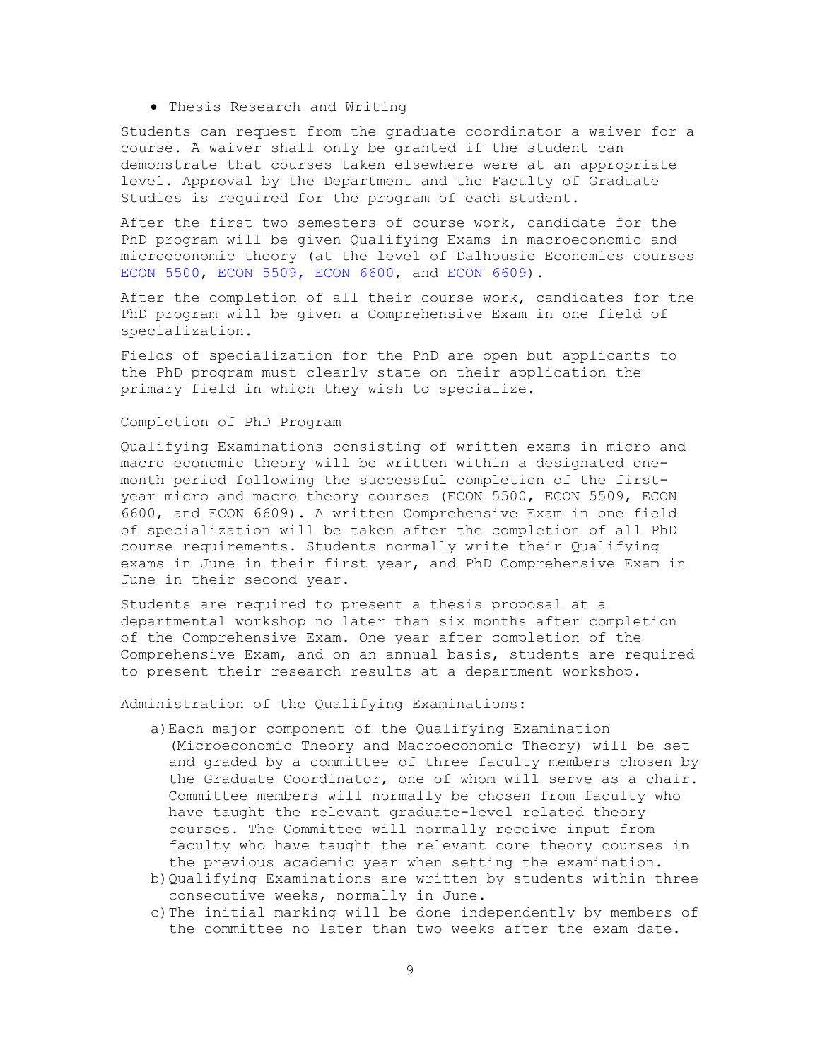- Thesis Research and Writing

Students can request from the graduate coordinator a waiver for a course. A waiver shall only be granted if the student can demonstrate that courses taken elsewhere were at an appropriate level. Approval by the Department and the Faculty of Graduate Studies is required for the program of each student.

After the first two semesters of course work, candidate for the PhD program will be given Qualifying Exams in macroeconomic and microeconomic theory (at the level of Dalhousie Economics courses ECON 5500, ECON 5509, ECON 6600, and ECON 6609).

After the completion of all their course work, candidates for the PhD program will be given a Comprehensive Exam in one field of specialization.

Fields of specialization for the PhD are open but applicants to the PhD program must clearly state on their application the primary field in which they wish to specialize.

Completion of PhD Program

Qualifying Examinations consisting of written exams in micro and macro economic theory will be written within a designated one-month period following the successful completion of the first-year micro and macro theory courses (ECON 5500, ECON 5509, ECON 6600, and ECON 6609). A written Comprehensive Exam in one field of specialization will be taken after the completion of all PhD course requirements. Students normally write their Qualifying exams in June in their first year, and PhD Comprehensive Exam in June in their second year.

Students are required to present a thesis proposal at a departmental workshop no later than six months after completion of the Comprehensive Exam. One year after completion of the Comprehensive Exam, and on an annual basis, students are required to present their research results at a department workshop.

Administration of the Qualifying Examinations:

a) Each major component of the Qualifying Examination (Microeconomic Theory and Macroeconomic Theory) will be set and graded by a committee of three faculty members chosen by the Graduate Coordinator, one of whom will serve as a chair. Committee members will normally be chosen from faculty who have taught the relevant graduate-level related theory courses. The Committee will normally receive input from faculty who have taught the relevant core theory courses in the previous academic year when setting the examination.
b) Qualifying Examinations are written by students within three consecutive weeks, normally in June.
c) The initial marking will be done independently by members of the committee no later than two weeks after the exam date.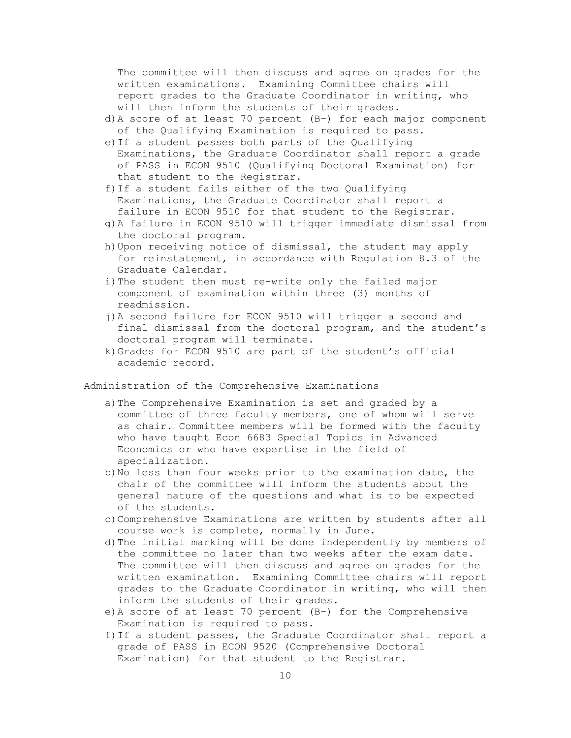The committee will then discuss and agree on grades for the written examinations. Examining Committee chairs will report grades to the Graduate Coordinator in writing, who will then inform the students of their grades.

d) A score of at least 70 percent (B-) for each major component of the Qualifying Examination is required to pass.
e) If a student passes both parts of the Qualifying Examinations, the Graduate Coordinator shall report a grade of PASS in ECON 9510 (Qualifying Doctoral Examination) for that student to the Registrar.
f) If a student fails either of the two Qualifying Examinations, the Graduate Coordinator shall report a failure in ECON 9510 for that student to the Registrar.
g) A failure in ECON 9510 will trigger immediate dismissal from the doctoral program.
h) Upon receiving notice of dismissal, the student may apply for reinstatement, in accordance with Regulation 8.3 of the Graduate Calendar.
i) The student then must re-write only the failed major component of examination within three (3) months of readmission.
j) A second failure for ECON 9510 will trigger a second and final dismissal from the doctoral program, and the student's doctoral program will terminate.
k) Grades for ECON 9510 are part of the student's official academic record.

Administration of the Comprehensive Examinations

a) The Comprehensive Examination is set and graded by a committee of three faculty members, one of whom will serve as chair. Committee members will be formed with the faculty who have taught Econ 6683 Special Topics in Advanced Economics or who have expertise in the field of specialization.
b) No less than four weeks prior to the examination date, the chair of the committee will inform the students about the general nature of the questions and what is to be expected of the students.
c) Comprehensive Examinations are written by students after all course work is complete, normally in June.
d) The initial marking will be done independently by members of the committee no later than two weeks after the exam date. The committee will then discuss and agree on grades for the written examination. Examining Committee chairs will report grades to the Graduate Coordinator in writing, who will then inform the students of their grades.
e) A score of at least 70 percent (B-) for the Comprehensive Examination is required to pass.
f) If a student passes, the Graduate Coordinator shall report a grade of PASS in ECON 9520 (Comprehensive Doctoral Examination) for that student to the Registrar.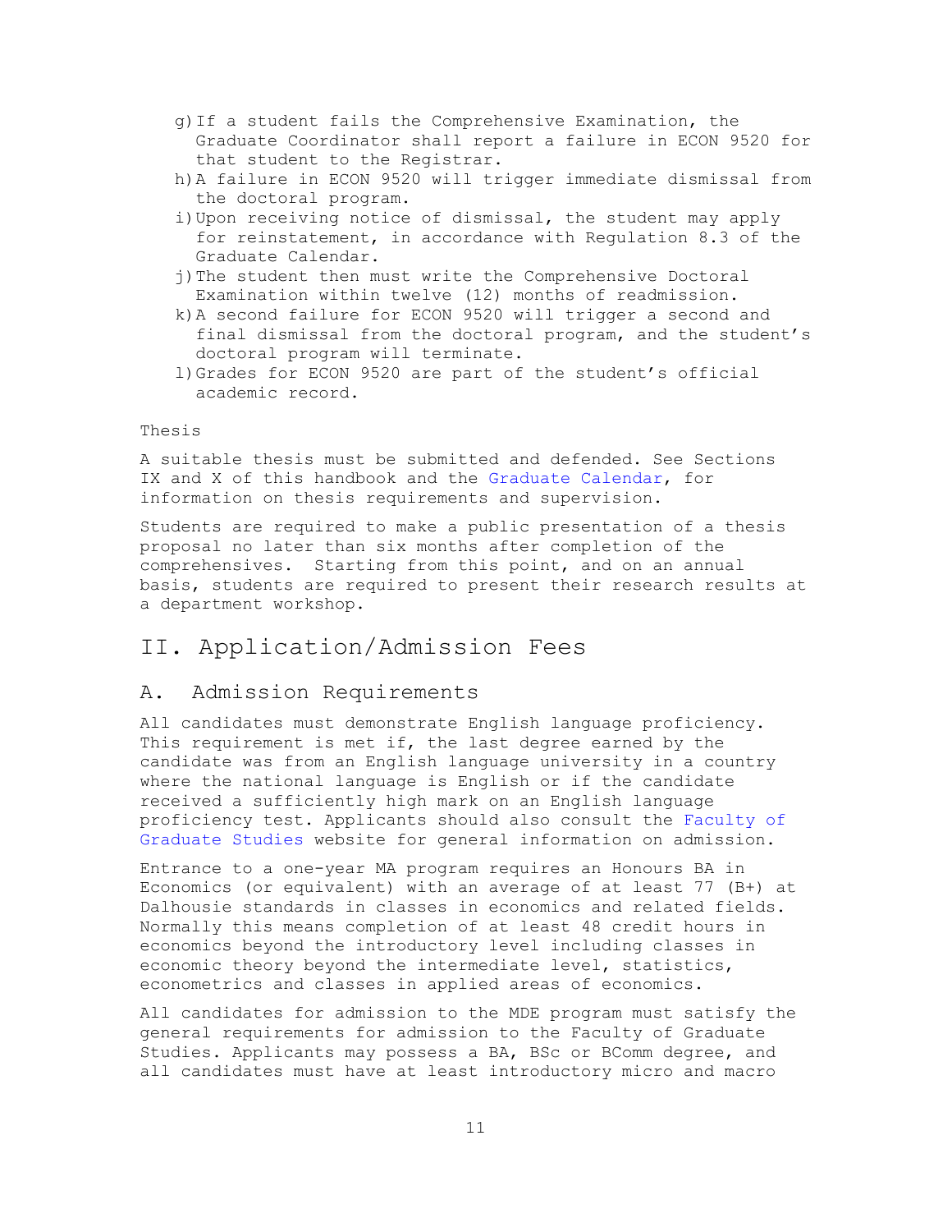g) If a student fails the Comprehensive Examination, the Graduate Coordinator shall report a failure in ECON 9520 for that student to the Registrar.
h) A failure in ECON 9520 will trigger immediate dismissal from the doctoral program.
i) Upon receiving notice of dismissal, the student may apply for reinstatement, in accordance with Regulation 8.3 of the Graduate Calendar.
j) The student then must write the Comprehensive Doctoral Examination within twelve (12) months of readmission.
k) A second failure for ECON 9520 will trigger a second and final dismissal from the doctoral program, and the student's doctoral program will terminate.
l) Grades for ECON 9520 are part of the student's official academic record.

Thesis

A suitable thesis must be submitted and defended. See Sections IX and X of this handbook and the Graduate Calendar, for information on thesis requirements and supervision.

Students are required to make a public presentation of a thesis proposal no later than six months after completion of the comprehensives. Starting from this point, and on an annual basis, students are required to present their research results at a department workshop.

# II. Application/Admission Fees

## A. Admission Requirements

All candidates must demonstrate English language proficiency. This requirement is met if, the last degree earned by the candidate was from an English language university in a country where the national language is English or if the candidate received a sufficiently high mark on an English language proficiency test. Applicants should also consult the Faculty of Graduate Studies website for general information on admission.

Entrance to a one-year MA program requires an Honours BA in Economics (or equivalent) with an average of at least 77 (B+) at Dalhousie standards in classes in economics and related fields. Normally this means completion of at least 48 credit hours in economics beyond the introductory level including classes in economic theory beyond the intermediate level, statistics, econometrics and classes in applied areas of economics.

All candidates for admission to the MDE program must satisfy the general requirements for admission to the Faculty of Graduate Studies. Applicants may possess a BA, BSc or BComm degree, and all candidates must have at least introductory micro and macro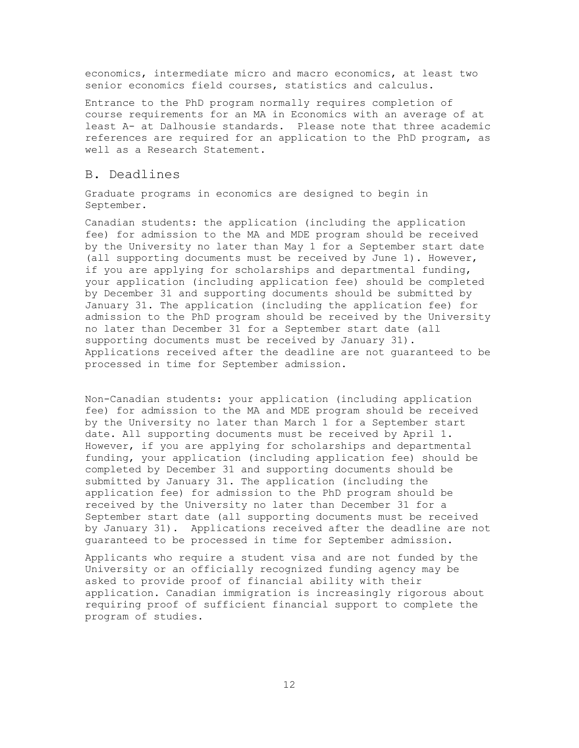economics, intermediate micro and macro economics, at least two senior economics field courses, statistics and calculus.

Entrance to the PhD program normally requires completion of course requirements for an MA in Economics with an average of at least A- at Dalhousie standards. Please note that three academic references are required for an application to the PhD program, as well as a Research Statement.

## B. Deadlines

Graduate programs in economics are designed to begin in September.

Canadian students: the application (including the application fee) for admission to the MA and MDE program should be received by the University no later than May 1 for a September start date (all supporting documents must be received by June 1). However, if you are applying for scholarships and departmental funding, your application (including application fee) should be completed by December 31 and supporting documents should be submitted by January 31. The application (including the application fee) for admission to the PhD program should be received by the University no later than December 31 for a September start date (all supporting documents must be received by January 31). Applications received after the deadline are not guaranteed to be processed in time for September admission.

Non-Canadian students: your application (including application fee) for admission to the MA and MDE program should be received by the University no later than March 1 for a September start date. All supporting documents must be received by April 1. However, if you are applying for scholarships and departmental funding, your application (including application fee) should be completed by December 31 and supporting documents should be submitted by January 31. The application (including the application fee) for admission to the PhD program should be received by the University no later than December 31 for a September start date (all supporting documents must be received by January 31). Applications received after the deadline are not guaranteed to be processed in time for September admission.

Applicants who require a student visa and are not funded by the University or an officially recognized funding agency may be asked to provide proof of financial ability with their application. Canadian immigration is increasingly rigorous about requiring proof of sufficient financial support to complete the program of studies.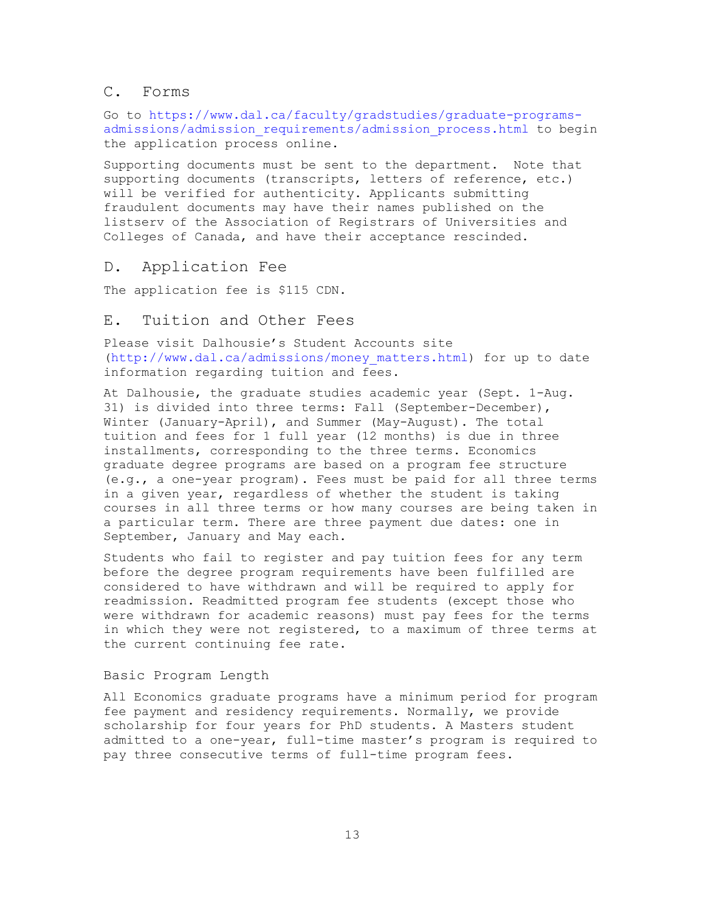## C. Forms

Go to https://www.dal.ca/faculty/gradstudies/graduate-programs-admissions/admission_requirements/admission_process.html to begin the application process online.

Supporting documents must be sent to the department. Note that supporting documents (transcripts, letters of reference, etc.) will be verified for authenticity. Applicants submitting fraudulent documents may have their names published on the listserv of the Association of Registrars of Universities and Colleges of Canada, and have their acceptance rescinded.

## D. Application Fee

The application fee is $115 CDN.

## E. Tuition and Other Fees

Please visit Dalhousie's Student Accounts site (http://www.dal.ca/admissions/money_matters.html) for up to date information regarding tuition and fees.

At Dalhousie, the graduate studies academic year (Sept. 1-Aug. 31) is divided into three terms: Fall (September-December), Winter (January-April), and Summer (May-August). The total tuition and fees for 1 full year (12 months) is due in three installments, corresponding to the three terms. Economics graduate degree programs are based on a program fee structure (e.g., a one-year program). Fees must be paid for all three terms in a given year, regardless of whether the student is taking courses in all three terms or how many courses are being taken in a particular term. There are three payment due dates: one in September, January and May each.

Students who fail to register and pay tuition fees for any term before the degree program requirements have been fulfilled are considered to have withdrawn and will be required to apply for readmission. Readmitted program fee students (except those who were withdrawn for academic reasons) must pay fees for the terms in which they were not registered, to a maximum of three terms at the current continuing fee rate.

### Basic Program Length

All Economics graduate programs have a minimum period for program fee payment and residency requirements. Normally, we provide scholarship for four years for PhD students. A Masters student admitted to a one-year, full-time master's program is required to pay three consecutive terms of full-time program fees.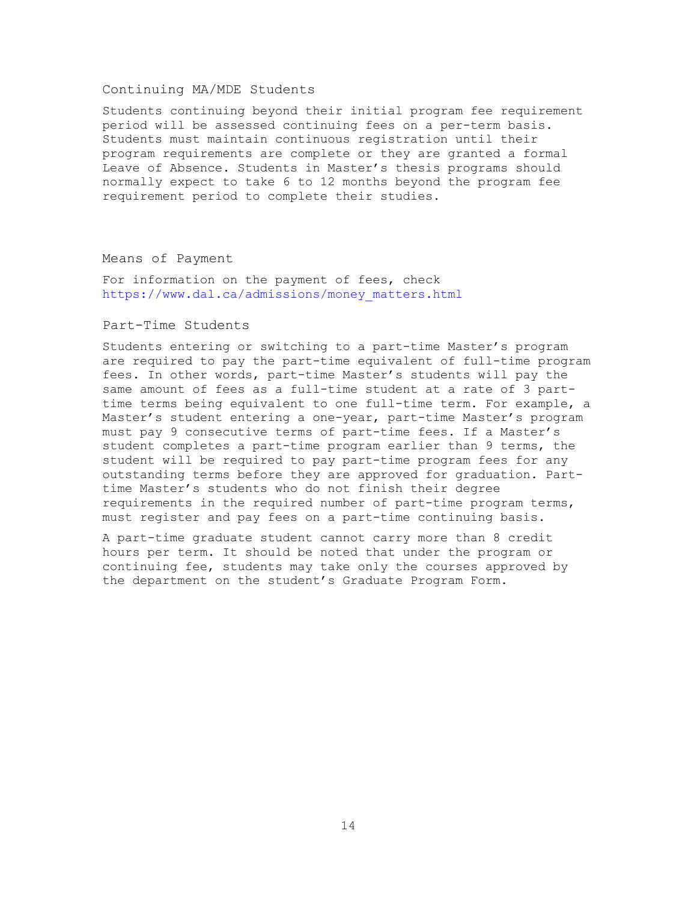## Continuing MA/MDE Students

Students continuing beyond their initial program fee requirement period will be assessed continuing fees on a per-term basis. Students must maintain continuous registration until their program requirements are complete or they are granted a formal Leave of Absence. Students in Master's thesis programs should normally expect to take 6 to 12 months beyond the program fee requirement period to complete their studies.

## Means of Payment

For information on the payment of fees, check https://www.dal.ca/admissions/money_matters.html

## Part-Time Students

Students entering or switching to a part-time Master's program are required to pay the part-time equivalent of full-time program fees. In other words, part-time Master's students will pay the same amount of fees as a full-time student at a rate of 3 part-time terms being equivalent to one full-time term. For example, a Master's student entering a one-year, part-time Master's program must pay 9 consecutive terms of part-time fees. If a Master's student completes a part-time program earlier than 9 terms, the student will be required to pay part-time program fees for any outstanding terms before they are approved for graduation. Part-time Master's students who do not finish their degree requirements in the required number of part-time program terms, must register and pay fees on a part-time continuing basis.

A part-time graduate student cannot carry more than 8 credit hours per term. It should be noted that under the program or continuing fee, students may take only the courses approved by the department on the student's Graduate Program Form.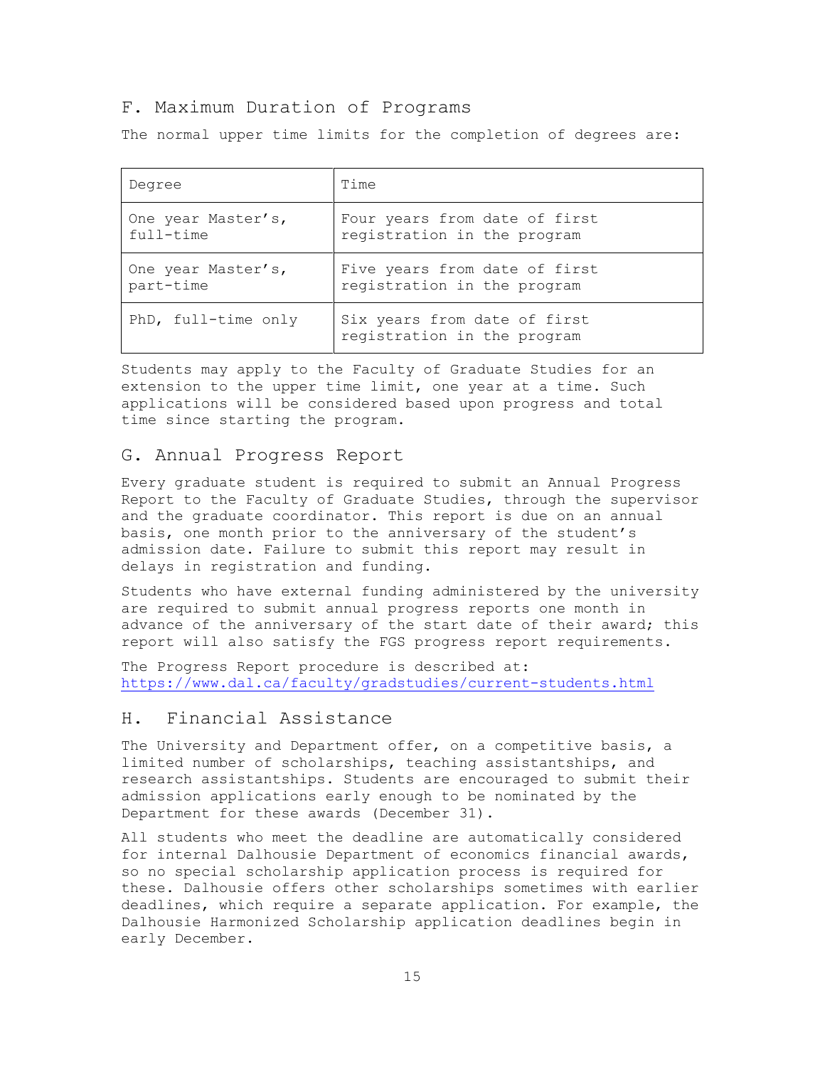## F. Maximum Duration of Programs

The normal upper time limits for the completion of degrees are:

| Degree | Time |
|---|---|
| One year Master's, full-time | Four years from date of first registration in the program |
| One year Master's, part-time | Five years from date of first registration in the program |
| PhD, full-time only | Six years from date of first registration in the program |

Students may apply to the Faculty of Graduate Studies for an extension to the upper time limit, one year at a time. Such applications will be considered based upon progress and total time since starting the program.

## G. Annual Progress Report

Every graduate student is required to submit an Annual Progress Report to the Faculty of Graduate Studies, through the supervisor and the graduate coordinator. This report is due on an annual basis, one month prior to the anniversary of the student's admission date. Failure to submit this report may result in delays in registration and funding.

Students who have external funding administered by the university are required to submit annual progress reports one month in advance of the anniversary of the start date of their award; this report will also satisfy the FGS progress report requirements.

The Progress Report procedure is described at: https://www.dal.ca/faculty/gradstudies/current-students.html

## H. Financial Assistance

The University and Department offer, on a competitive basis, a limited number of scholarships, teaching assistantships, and research assistantships. Students are encouraged to submit their admission applications early enough to be nominated by the Department for these awards (December 31).

All students who meet the deadline are automatically considered for internal Dalhousie Department of economics financial awards, so no special scholarship application process is required for these. Dalhousie offers other scholarships sometimes with earlier deadlines, which require a separate application. For example, the Dalhousie Harmonized Scholarship application deadlines begin in early December.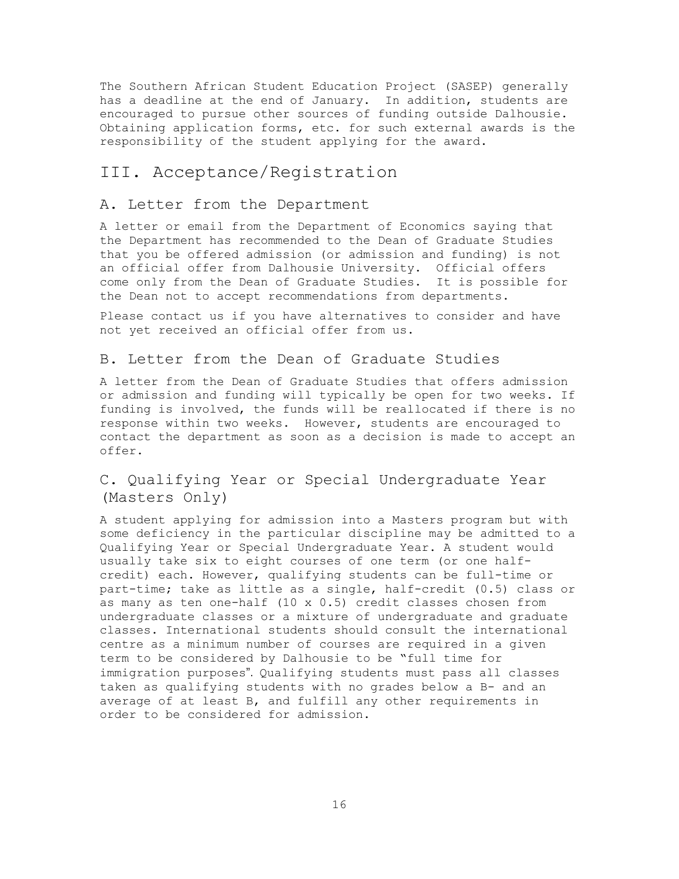The Southern African Student Education Project (SASEP) generally has a deadline at the end of January. In addition, students are encouraged to pursue other sources of funding outside Dalhousie. Obtaining application forms, etc. for such external awards is the responsibility of the student applying for the award.

# III. Acceptance/Registration

## A. Letter from the Department

A letter or email from the Department of Economics saying that the Department has recommended to the Dean of Graduate Studies that you be offered admission (or admission and funding) is not an official offer from Dalhousie University. Official offers come only from the Dean of Graduate Studies. It is possible for the Dean not to accept recommendations from departments.

Please contact us if you have alternatives to consider and have not yet received an official offer from us.

## B. Letter from the Dean of Graduate Studies

A letter from the Dean of Graduate Studies that offers admission or admission and funding will typically be open for two weeks. If funding is involved, the funds will be reallocated if there is no response within two weeks. However, students are encouraged to contact the department as soon as a decision is made to accept an offer.

## C. Qualifying Year or Special Undergraduate Year (Masters Only)

A student applying for admission into a Masters program but with some deficiency in the particular discipline may be admitted to a Qualifying Year or Special Undergraduate Year. A student would usually take six to eight courses of one term (or one half-credit) each. However, qualifying students can be full-time or part-time; take as little as a single, half-credit (0.5) class or as many as ten one-half (10 x 0.5) credit classes chosen from undergraduate classes or a mixture of undergraduate and graduate classes. International students should consult the international centre as a minimum number of courses are required in a given term to be considered by Dalhousie to be "full time for immigration purposes". Qualifying students must pass all classes taken as qualifying students with no grades below a B- and an average of at least B, and fulfill any other requirements in order to be considered for admission.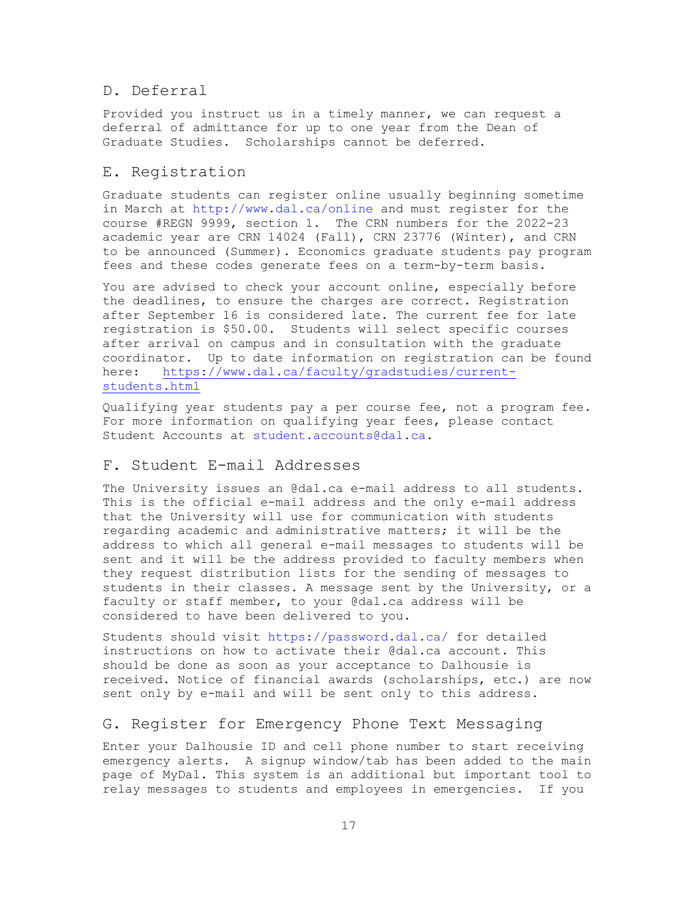## D. Deferral

Provided you instruct us in a timely manner, we can request a deferral of admittance for up to one year from the Dean of Graduate Studies. Scholarships cannot be deferred.

## E. Registration

Graduate students can register online usually beginning sometime in March at http://www.dal.ca/online and must register for the course #REGN 9999, section 1. The CRN numbers for the 2022-23 academic year are CRN 14024 (Fall), CRN 23776 (Winter), and CRN to be announced (Summer). Economics graduate students pay program fees and these codes generate fees on a term-by-term basis.

You are advised to check your account online, especially before the deadlines, to ensure the charges are correct. Registration after September 16 is considered late. The current fee for late registration is $50.00. Students will select specific courses after arrival on campus and in consultation with the graduate coordinator. Up to date information on registration can be found here: https://www.dal.ca/faculty/gradstudies/current-students.html

Qualifying year students pay a per course fee, not a program fee. For more information on qualifying year fees, please contact Student Accounts at student.accounts@dal.ca.

## F. Student E-mail Addresses

The University issues an @dal.ca e-mail address to all students. This is the official e-mail address and the only e-mail address that the University will use for communication with students regarding academic and administrative matters; it will be the address to which all general e-mail messages to students will be sent and it will be the address provided to faculty members when they request distribution lists for the sending of messages to students in their classes. A message sent by the University, or a faculty or staff member, to your @dal.ca address will be considered to have been delivered to you.

Students should visit https://password.dal.ca/ for detailed instructions on how to activate their @dal.ca account. This should be done as soon as your acceptance to Dalhousie is received. Notice of financial awards (scholarships, etc.) are now sent only by e-mail and will be sent only to this address.

## G. Register for Emergency Phone Text Messaging

Enter your Dalhousie ID and cell phone number to start receiving emergency alerts. A signup window/tab has been added to the main page of MyDal. This system is an additional but important tool to relay messages to students and employees in emergencies. If you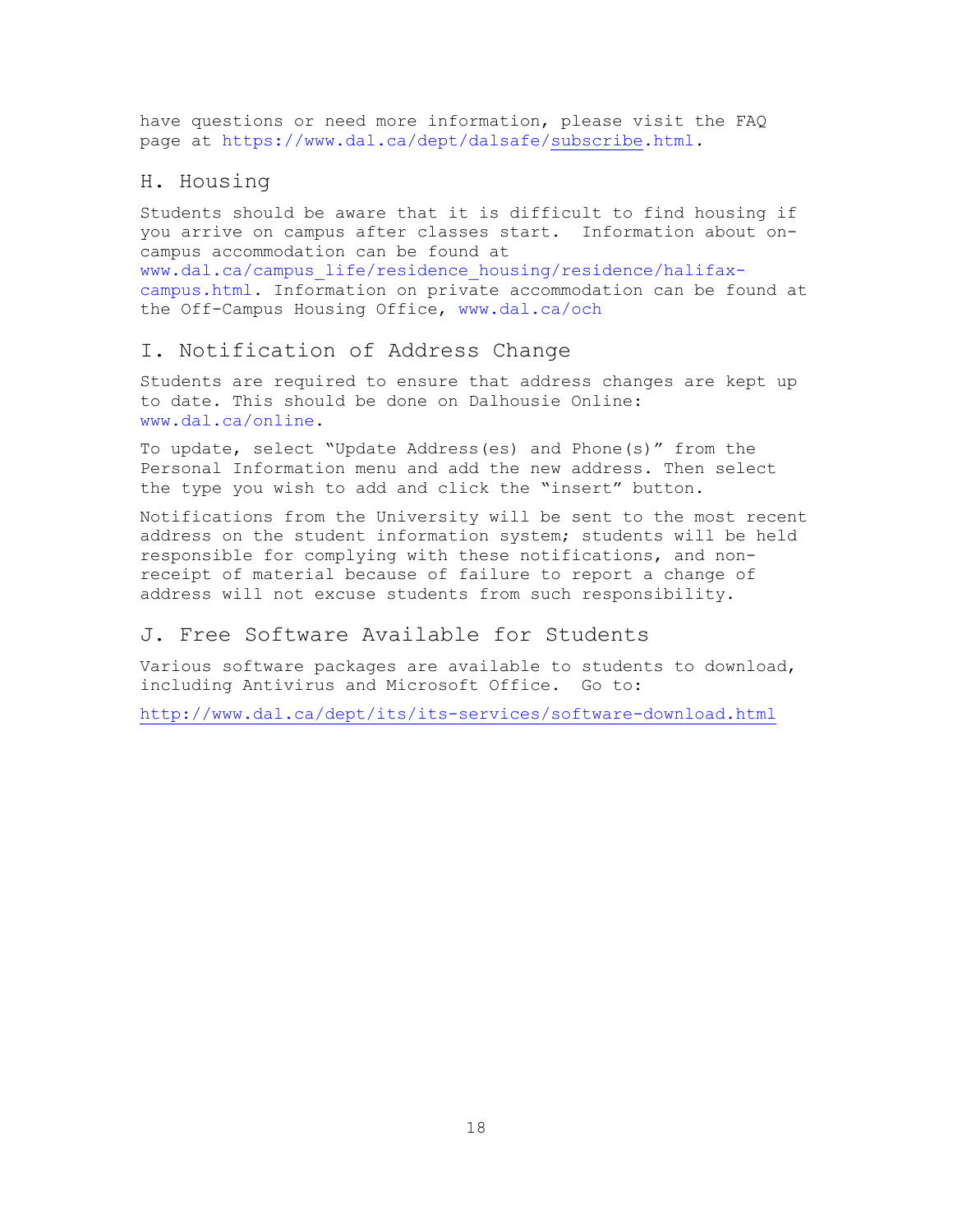have questions or need more information, please visit the FAQ page at https://www.dal.ca/dept/dalsafe/subscribe.html.

## H. Housing

Students should be aware that it is difficult to find housing if you arrive on campus after classes start. Information about on-campus accommodation can be found at www.dal.ca/campus_life/residence_housing/residence/halifax-campus.html. Information on private accommodation can be found at the Off-Campus Housing Office, www.dal.ca/och

## I. Notification of Address Change

Students are required to ensure that address changes are kept up to date. This should be done on Dalhousie Online: www.dal.ca/online.

To update, select "Update Address(es) and Phone(s)" from the Personal Information menu and add the new address. Then select the type you wish to add and click the "insert" button.

Notifications from the University will be sent to the most recent address on the student information system; students will be held responsible for complying with these notifications, and non-receipt of material because of failure to report a change of address will not excuse students from such responsibility.

## J. Free Software Available for Students

Various software packages are available to students to download, including Antivirus and Microsoft Office. Go to:

http://www.dal.ca/dept/its/its-services/software-download.html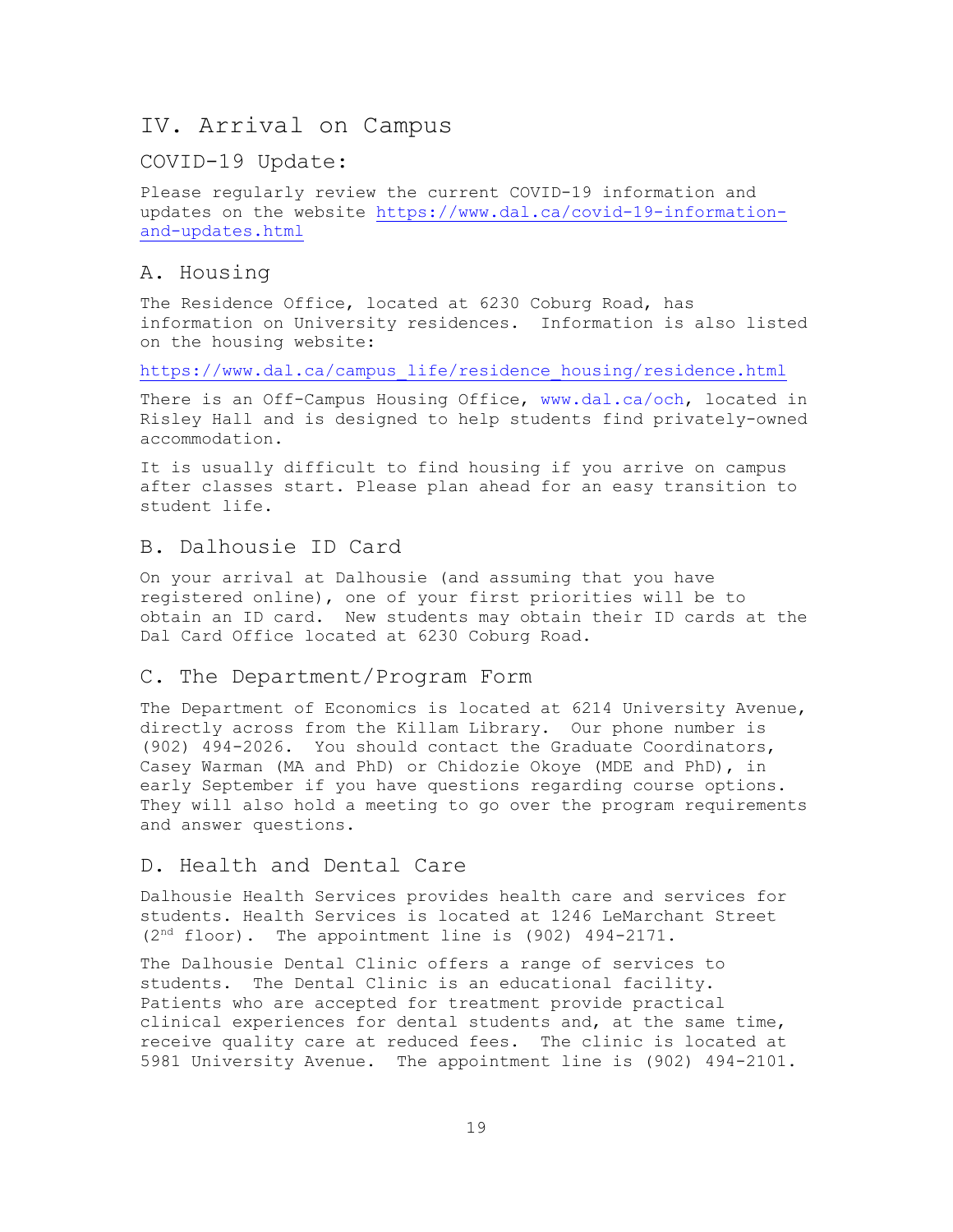# IV. Arrival on Campus

## COVID-19 Update:

Please regularly review the current COVID-19 information and updates on the website https://www.dal.ca/covid-19-information-and-updates.html

## A. Housing

The Residence Office, located at 6230 Coburg Road, has information on University residences. Information is also listed on the housing website:

https://www.dal.ca/campus_life/residence_housing/residence.html

There is an Off-Campus Housing Office, www.dal.ca/och, located in Risley Hall and is designed to help students find privately-owned accommodation.

It is usually difficult to find housing if you arrive on campus after classes start. Please plan ahead for an easy transition to student life.

## B. Dalhousie ID Card

On your arrival at Dalhousie (and assuming that you have registered online), one of your first priorities will be to obtain an ID card. New students may obtain their ID cards at the Dal Card Office located at 6230 Coburg Road.

## C. The Department/Program Form

The Department of Economics is located at 6214 University Avenue, directly across from the Killam Library. Our phone number is (902) 494-2026. You should contact the Graduate Coordinators, Casey Warman (MA and PhD) or Chidozie Okoye (MDE and PhD), in early September if you have questions regarding course options. They will also hold a meeting to go over the program requirements and answer questions.

## D. Health and Dental Care

Dalhousie Health Services provides health care and services for students. Health Services is located at 1246 LeMarchant Street (2nd floor). The appointment line is (902) 494-2171.

The Dalhousie Dental Clinic offers a range of services to students. The Dental Clinic is an educational facility. Patients who are accepted for treatment provide practical clinical experiences for dental students and, at the same time, receive quality care at reduced fees. The clinic is located at 5981 University Avenue. The appointment line is (902) 494-2101.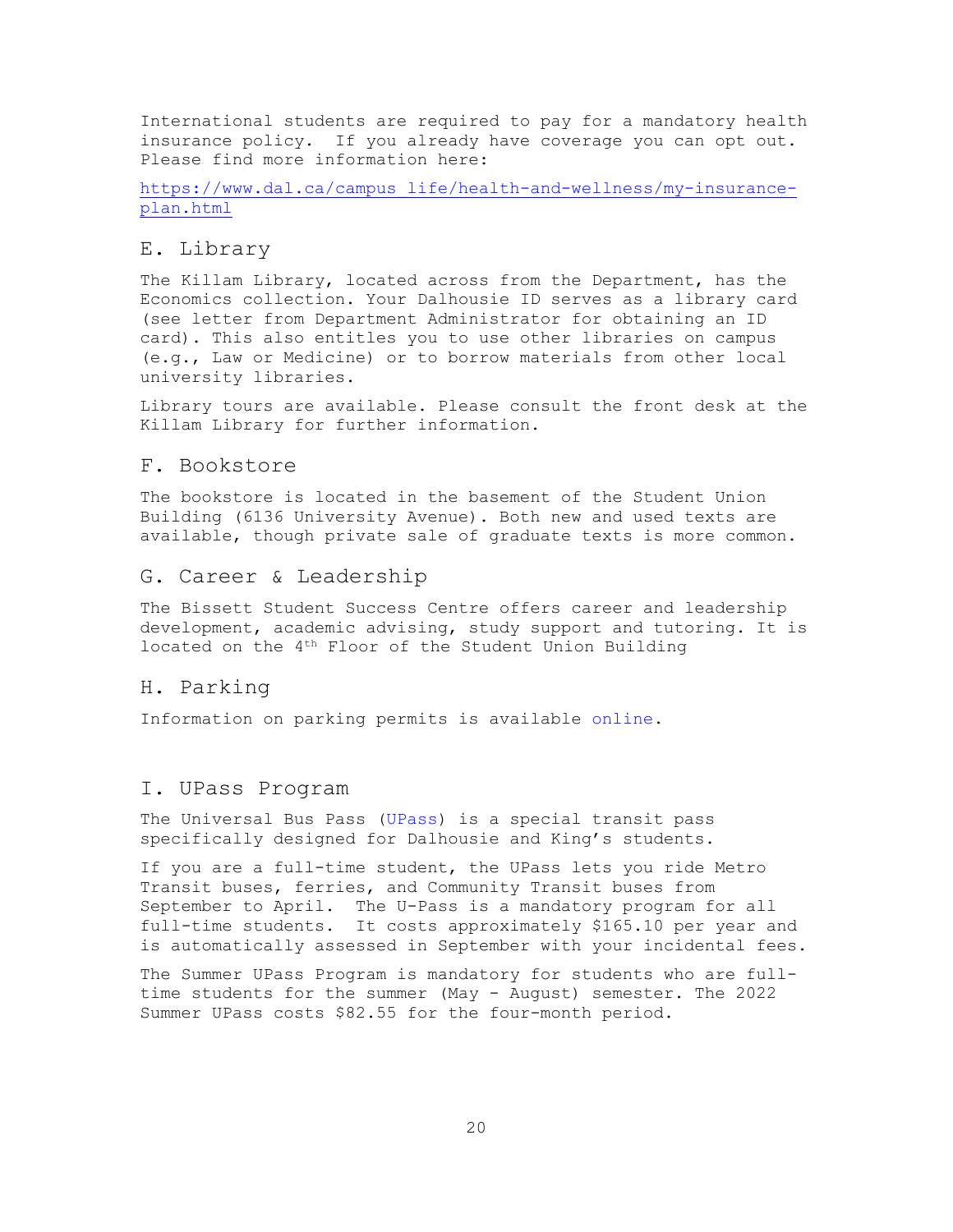International students are required to pay for a mandatory health insurance policy. If you already have coverage you can opt out. Please find more information here:

https://www.dal.ca/campus life/health-and-wellness/my-insurance-plan.html

## E. Library

The Killam Library, located across from the Department, has the Economics collection. Your Dalhousie ID serves as a library card (see letter from Department Administrator for obtaining an ID card). This also entitles you to use other libraries on campus (e.g., Law or Medicine) or to borrow materials from other local university libraries.

Library tours are available. Please consult the front desk at the Killam Library for further information.

## F. Bookstore

The bookstore is located in the basement of the Student Union Building (6136 University Avenue). Both new and used texts are available, though private sale of graduate texts is more common.

## G. Career & Leadership

The Bissett Student Success Centre offers career and leadership development, academic advising, study support and tutoring. It is located on the 4th Floor of the Student Union Building

## H. Parking

Information on parking permits is available online.

## I. UPass Program

The Universal Bus Pass (UPass) is a special transit pass specifically designed for Dalhousie and King's students.

If you are a full-time student, the UPass lets you ride Metro Transit buses, ferries, and Community Transit buses from September to April. The U-Pass is a mandatory program for all full-time students. It costs approximately $165.10 per year and is automatically assessed in September with your incidental fees.

The Summer UPass Program is mandatory for students who are full-time students for the summer (May - August) semester. The 2022 Summer UPass costs $82.55 for the four-month period.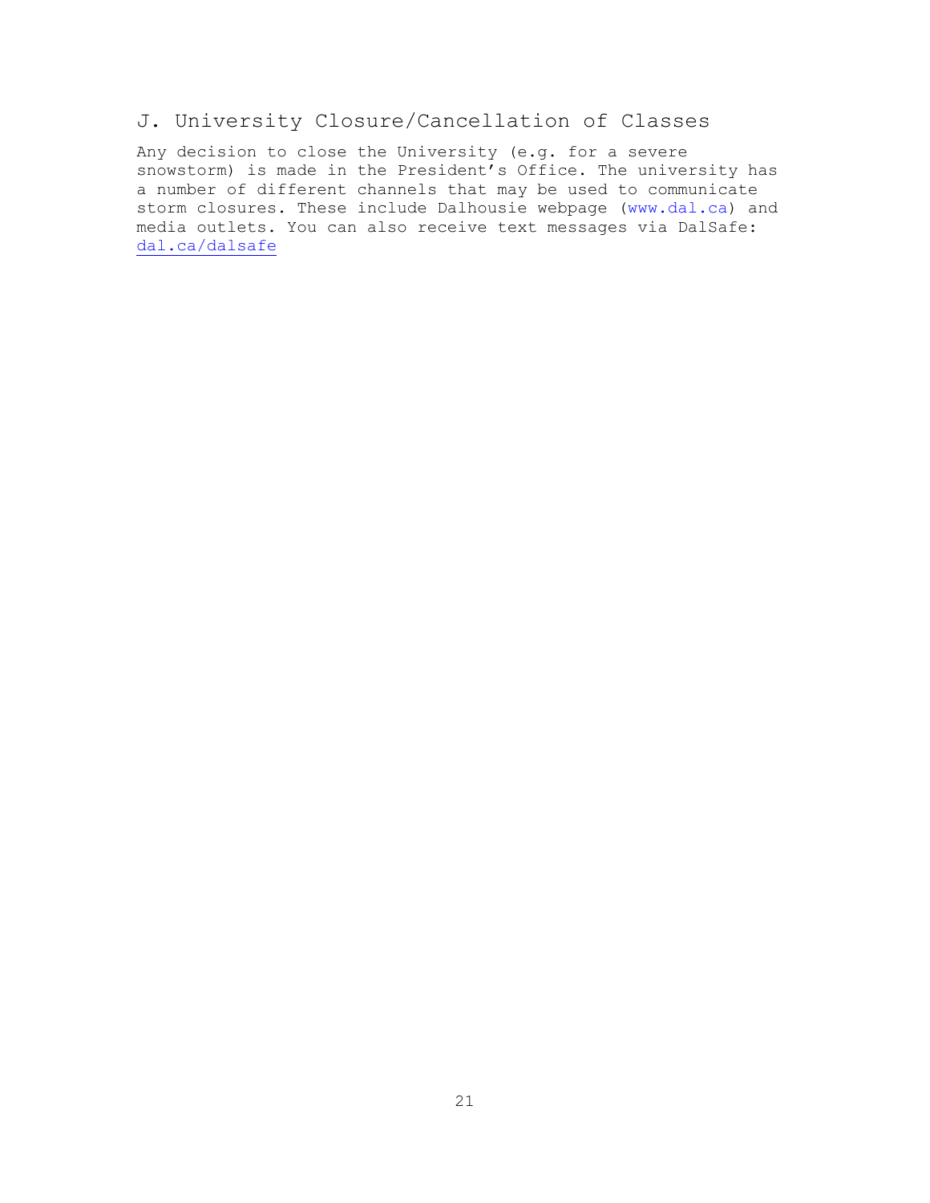## J. University Closure/Cancellation of Classes

Any decision to close the University (e.g. for a severe snowstorm) is made in the President's Office. The university has a number of different channels that may be used to communicate storm closures. These include Dalhousie webpage (www.dal.ca) and media outlets. You can also receive text messages via DalSafe: dal.ca/dalsafe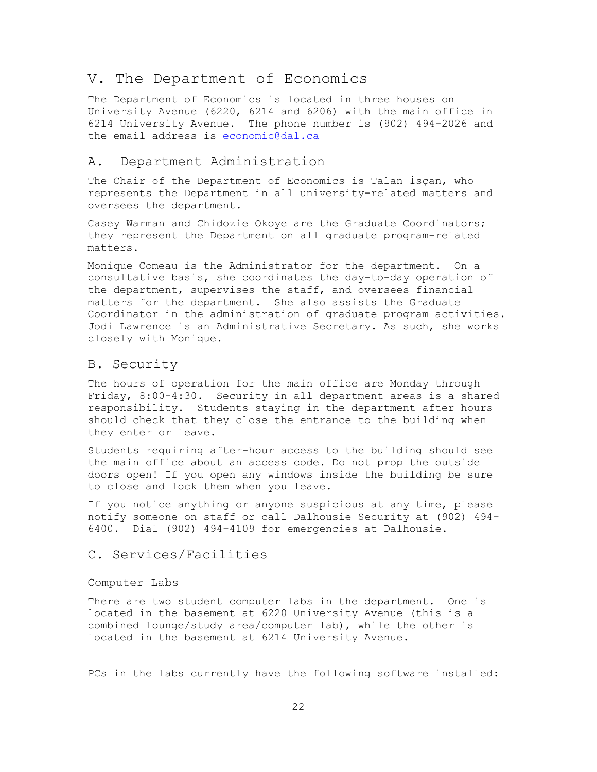# V. The Department of Economics

The Department of Economics is located in three houses on University Avenue (6220, 6214 and 6206) with the main office in 6214 University Avenue. The phone number is (902) 494-2026 and the email address is economic@dal.ca

## A. Department Administration

The Chair of the Department of Economics is Talan İşçan, who represents the Department in all university-related matters and oversees the department.

Casey Warman and Chidozie Okoye are the Graduate Coordinators; they represent the Department on all graduate program-related matters.

Monique Comeau is the Administrator for the department. On a consultative basis, she coordinates the day-to-day operation of the department, supervises the staff, and oversees financial matters for the department. She also assists the Graduate Coordinator in the administration of graduate program activities. Jodi Lawrence is an Administrative Secretary. As such, she works closely with Monique.

## B. Security

The hours of operation for the main office are Monday through Friday, 8:00-4:30. Security in all department areas is a shared responsibility. Students staying in the department after hours should check that they close the entrance to the building when they enter or leave.

Students requiring after-hour access to the building should see the main office about an access code. Do not prop the outside doors open! If you open any windows inside the building be sure to close and lock them when you leave.

If you notice anything or anyone suspicious at any time, please notify someone on staff or call Dalhousie Security at (902) 494-6400. Dial (902) 494-4109 for emergencies at Dalhousie.

## C. Services/Facilities

### Computer Labs

There are two student computer labs in the department. One is located in the basement at 6220 University Avenue (this is a combined lounge/study area/computer lab), while the other is located in the basement at 6214 University Avenue.

PCs in the labs currently have the following software installed: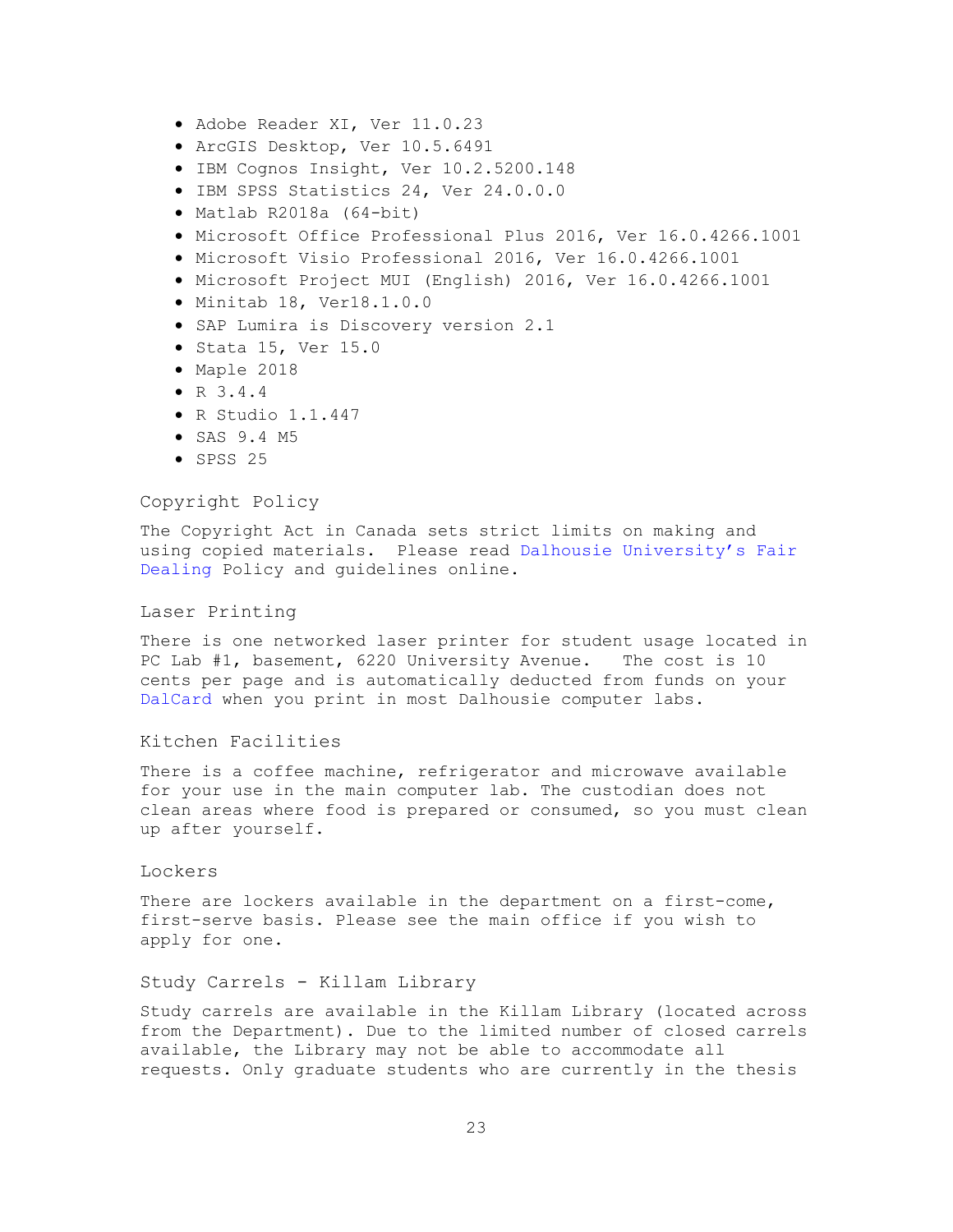- Adobe Reader XI, Ver 11.0.23
- ArcGIS Desktop, Ver 10.5.6491
- IBM Cognos Insight, Ver 10.2.5200.148
- IBM SPSS Statistics 24, Ver 24.0.0.0
- Matlab R2018a (64-bit)
- Microsoft Office Professional Plus 2016, Ver 16.0.4266.1001
- Microsoft Visio Professional 2016, Ver 16.0.4266.1001
- Microsoft Project MUI (English) 2016, Ver 16.0.4266.1001
- Minitab 18, Ver18.1.0.0
- SAP Lumira is Discovery version 2.1
- Stata 15, Ver 15.0
- Maple 2018
- R 3.4.4
- R Studio 1.1.447
- SAS 9.4 M5
- SPSS 25

### Copyright Policy

The Copyright Act in Canada sets strict limits on making and using copied materials. Please read Dalhousie University's Fair Dealing Policy and guidelines online.

### Laser Printing

There is one networked laser printer for student usage located in PC Lab #1, basement, 6220 University Avenue. The cost is 10 cents per page and is automatically deducted from funds on your DalCard when you print in most Dalhousie computer labs.

### Kitchen Facilities

There is a coffee machine, refrigerator and microwave available for your use in the main computer lab. The custodian does not clean areas where food is prepared or consumed, so you must clean up after yourself.

### Lockers

There are lockers available in the department on a first-come, first-serve basis. Please see the main office if you wish to apply for one.

### Study Carrels - Killam Library

Study carrels are available in the Killam Library (located across from the Department). Due to the limited number of closed carrels available, the Library may not be able to accommodate all requests. Only graduate students who are currently in the thesis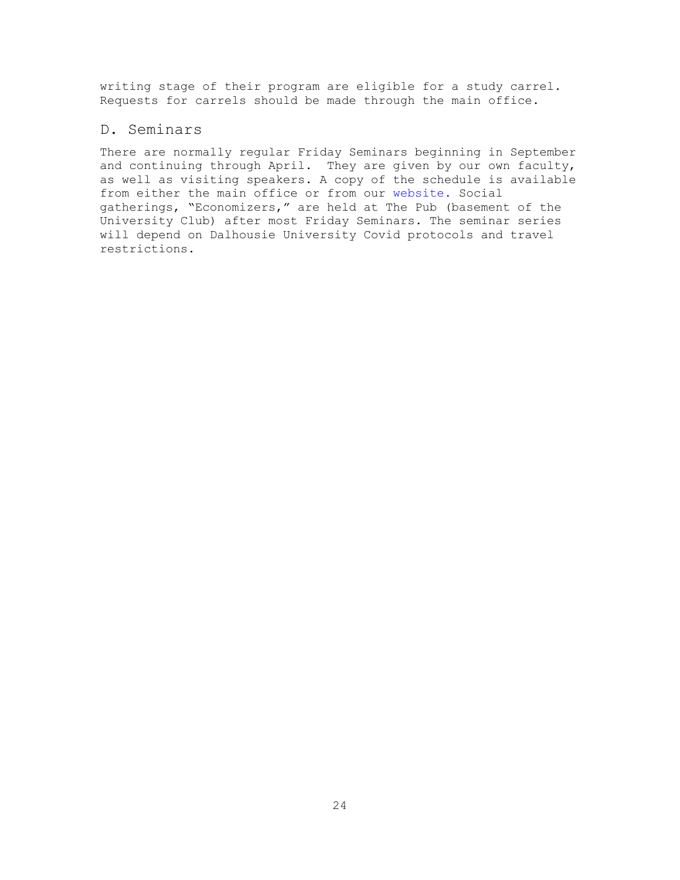writing stage of their program are eligible for a study carrel. Requests for carrels should be made through the main office.

## D. Seminars

There are normally regular Friday Seminars beginning in September and continuing through April. They are given by our own faculty, as well as visiting speakers. A copy of the schedule is available from either the main office or from our website. Social gatherings, "Economizers," are held at The Pub (basement of the University Club) after most Friday Seminars. The seminar series will depend on Dalhousie University Covid protocols and travel restrictions.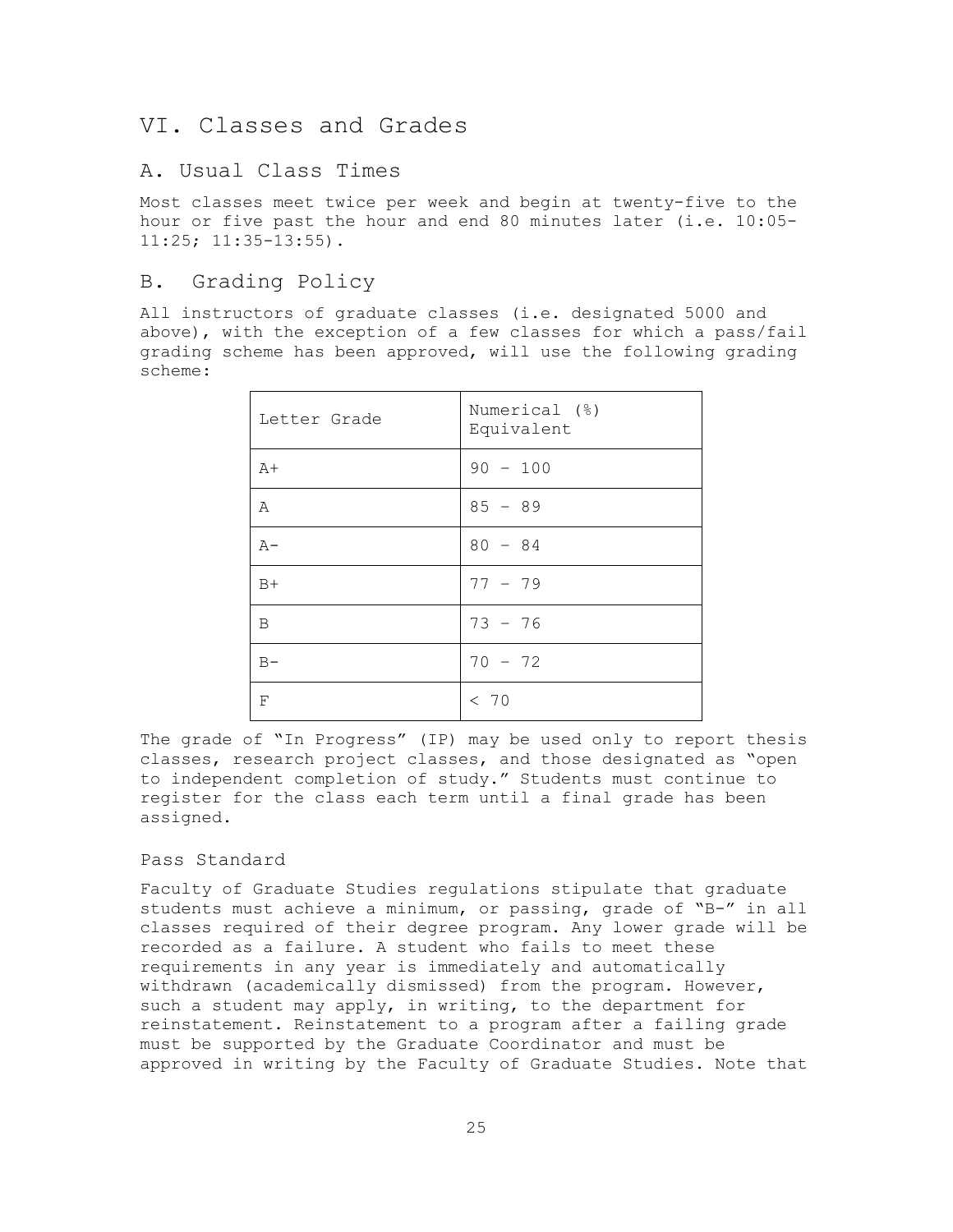# VI. Classes and Grades

## A. Usual Class Times

Most classes meet twice per week and begin at twenty-five to the hour or five past the hour and end 80 minutes later (i.e. 10:05-11:25; 11:35-13:55).

## B. Grading Policy

All instructors of graduate classes (i.e. designated 5000 and above), with the exception of a few classes for which a pass/fail grading scheme has been approved, will use the following grading scheme:

| Letter Grade | Numerical (%) Equivalent |
|---|---|
| A+ | 90 – 100 |
| A | 85 – 89 |
| A- | 80 – 84 |
| B+ | 77 – 79 |
| B | 73 – 76 |
| B- | 70 – 72 |
| F | < 70 |

The grade of "In Progress" (IP) may be used only to report thesis classes, research project classes, and those designated as "open to independent completion of study." Students must continue to register for the class each term until a final grade has been assigned.

### Pass Standard

Faculty of Graduate Studies regulations stipulate that graduate students must achieve a minimum, or passing, grade of "B-" in all classes required of their degree program. Any lower grade will be recorded as a failure. A student who fails to meet these requirements in any year is immediately and automatically withdrawn (academically dismissed) from the program. However, such a student may apply, in writing, to the department for reinstatement. Reinstatement to a program after a failing grade must be supported by the Graduate Coordinator and must be approved in writing by the Faculty of Graduate Studies. Note that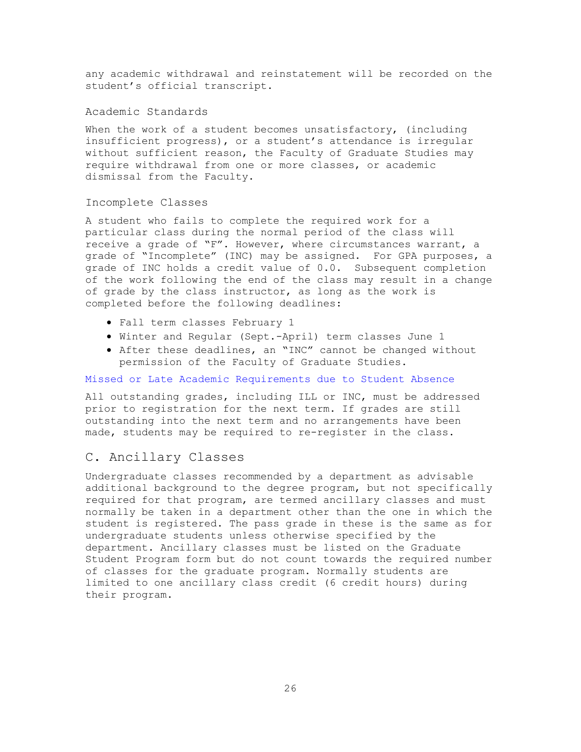any academic withdrawal and reinstatement will be recorded on the student's official transcript.

### Academic Standards

When the work of a student becomes unsatisfactory, (including insufficient progress), or a student's attendance is irregular without sufficient reason, the Faculty of Graduate Studies may require withdrawal from one or more classes, or academic dismissal from the Faculty.

### Incomplete Classes

A student who fails to complete the required work for a particular class during the normal period of the class will receive a grade of "F". However, where circumstances warrant, a grade of "Incomplete" (INC) may be assigned. For GPA purposes, a grade of INC holds a credit value of 0.0. Subsequent completion of the work following the end of the class may result in a change of grade by the class instructor, as long as the work is completed before the following deadlines:

- Fall term classes February 1
- Winter and Regular (Sept.-April) term classes June 1
- After these deadlines, an "INC" cannot be changed without permission of the Faculty of Graduate Studies.

Missed or Late Academic Requirements due to Student Absence

All outstanding grades, including ILL or INC, must be addressed prior to registration for the next term. If grades are still outstanding into the next term and no arrangements have been made, students may be required to re-register in the class.

## C. Ancillary Classes

Undergraduate classes recommended by a department as advisable additional background to the degree program, but not specifically required for that program, are termed ancillary classes and must normally be taken in a department other than the one in which the student is registered. The pass grade in these is the same as for undergraduate students unless otherwise specified by the department. Ancillary classes must be listed on the Graduate Student Program form but do not count towards the required number of classes for the graduate program. Normally students are limited to one ancillary class credit (6 credit hours) during their program.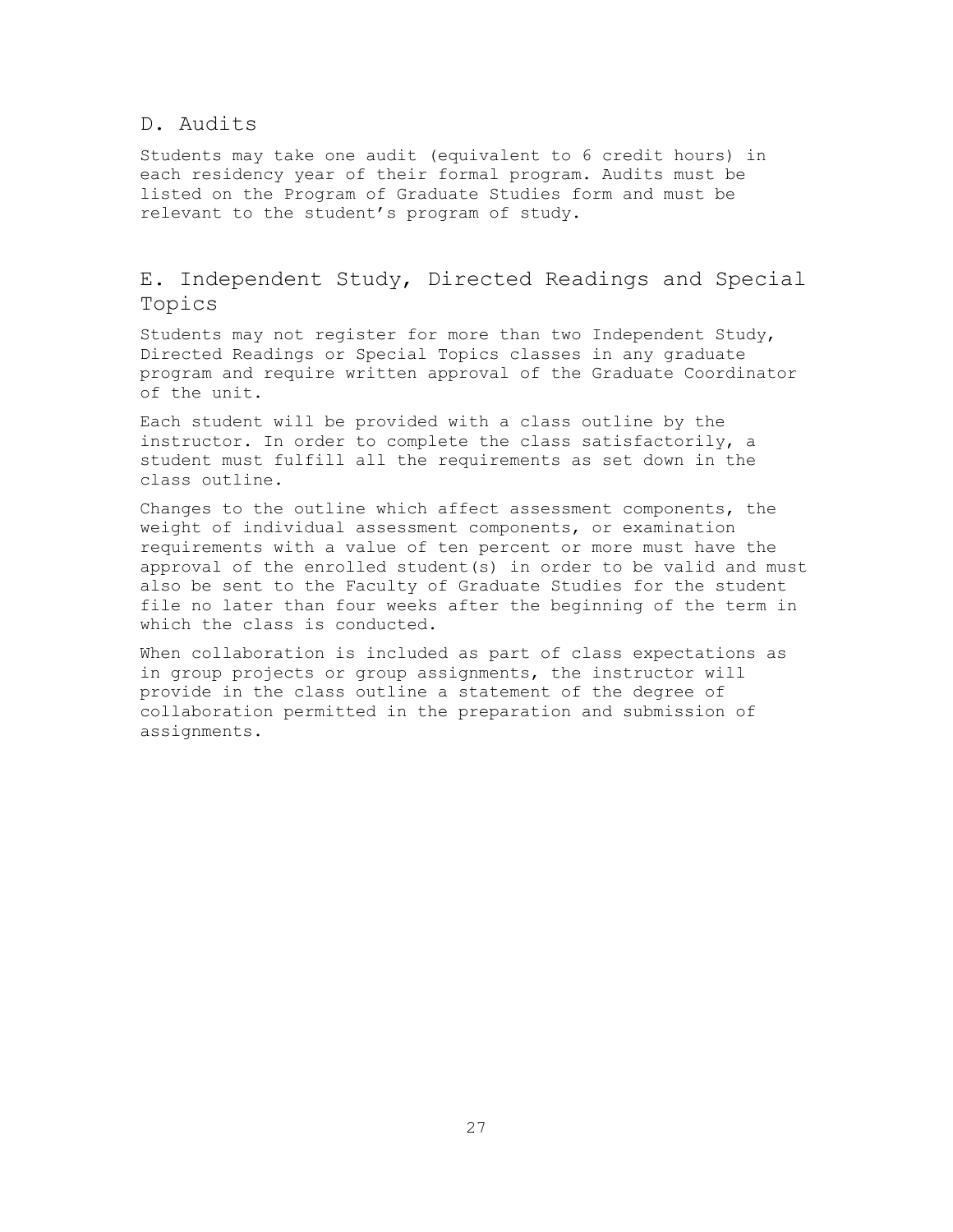## D. Audits

Students may take one audit (equivalent to 6 credit hours) in each residency year of their formal program. Audits must be listed on the Program of Graduate Studies form and must be relevant to the student's program of study.

## E. Independent Study, Directed Readings and Special Topics

Students may not register for more than two Independent Study, Directed Readings or Special Topics classes in any graduate program and require written approval of the Graduate Coordinator of the unit.

Each student will be provided with a class outline by the instructor. In order to complete the class satisfactorily, a student must fulfill all the requirements as set down in the class outline.

Changes to the outline which affect assessment components, the weight of individual assessment components, or examination requirements with a value of ten percent or more must have the approval of the enrolled student(s) in order to be valid and must also be sent to the Faculty of Graduate Studies for the student file no later than four weeks after the beginning of the term in which the class is conducted.

When collaboration is included as part of class expectations as in group projects or group assignments, the instructor will provide in the class outline a statement of the degree of collaboration permitted in the preparation and submission of assignments.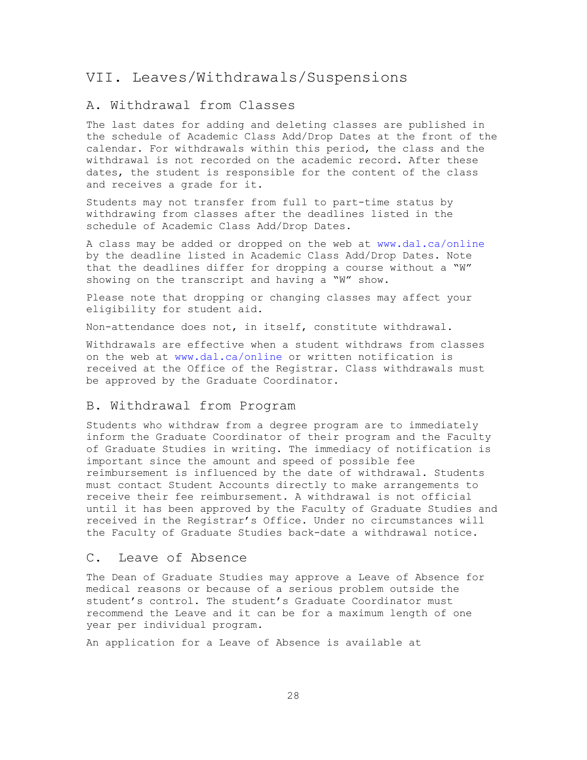## VII. Leaves/Withdrawals/Suspensions

### A. Withdrawal from Classes

The last dates for adding and deleting classes are published in the schedule of Academic Class Add/Drop Dates at the front of the calendar. For withdrawals within this period, the class and the withdrawal is not recorded on the academic record. After these dates, the student is responsible for the content of the class and receives a grade for it.

Students may not transfer from full to part-time status by withdrawing from classes after the deadlines listed in the schedule of Academic Class Add/Drop Dates.

A class may be added or dropped on the web at www.dal.ca/online by the deadline listed in Academic Class Add/Drop Dates. Note that the deadlines differ for dropping a course without a "W" showing on the transcript and having a "W" show.

Please note that dropping or changing classes may affect your eligibility for student aid.

Non-attendance does not, in itself, constitute withdrawal.

Withdrawals are effective when a student withdraws from classes on the web at www.dal.ca/online or written notification is received at the Office of the Registrar. Class withdrawals must be approved by the Graduate Coordinator.

### B. Withdrawal from Program

Students who withdraw from a degree program are to immediately inform the Graduate Coordinator of their program and the Faculty of Graduate Studies in writing. The immediacy of notification is important since the amount and speed of possible fee reimbursement is influenced by the date of withdrawal. Students must contact Student Accounts directly to make arrangements to receive their fee reimbursement. A withdrawal is not official until it has been approved by the Faculty of Graduate Studies and received in the Registrar's Office. Under no circumstances will the Faculty of Graduate Studies back-date a withdrawal notice.

### C. Leave of Absence

The Dean of Graduate Studies may approve a Leave of Absence for medical reasons or because of a serious problem outside the student's control. The student's Graduate Coordinator must recommend the Leave and it can be for a maximum length of one year per individual program.

An application for a Leave of Absence is available at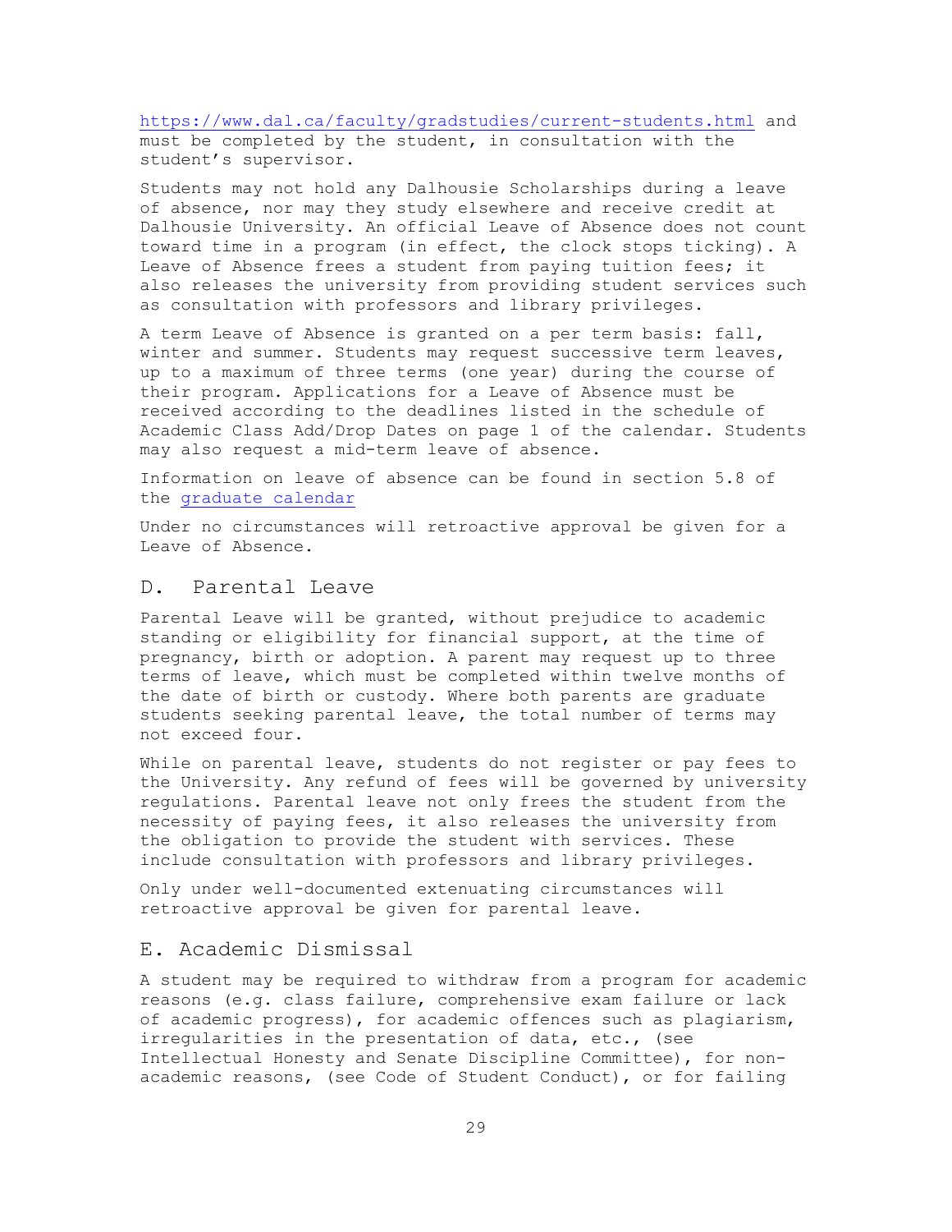https://www.dal.ca/faculty/gradstudies/current-students.html and must be completed by the student, in consultation with the student's supervisor.

Students may not hold any Dalhousie Scholarships during a leave of absence, nor may they study elsewhere and receive credit at Dalhousie University. An official Leave of Absence does not count toward time in a program (in effect, the clock stops ticking). A Leave of Absence frees a student from paying tuition fees; it also releases the university from providing student services such as consultation with professors and library privileges.

A term Leave of Absence is granted on a per term basis: fall, winter and summer. Students may request successive term leaves, up to a maximum of three terms (one year) during the course of their program. Applications for a Leave of Absence must be received according to the deadlines listed in the schedule of Academic Class Add/Drop Dates on page 1 of the calendar. Students may also request a mid-term leave of absence.

Information on leave of absence can be found in section 5.8 of the graduate calendar

Under no circumstances will retroactive approval be given for a Leave of Absence.

## D. Parental Leave

Parental Leave will be granted, without prejudice to academic standing or eligibility for financial support, at the time of pregnancy, birth or adoption. A parent may request up to three terms of leave, which must be completed within twelve months of the date of birth or custody. Where both parents are graduate students seeking parental leave, the total number of terms may not exceed four.

While on parental leave, students do not register or pay fees to the University. Any refund of fees will be governed by university regulations. Parental leave not only frees the student from the necessity of paying fees, it also releases the university from the obligation to provide the student with services. These include consultation with professors and library privileges.

Only under well-documented extenuating circumstances will retroactive approval be given for parental leave.

## E. Academic Dismissal

A student may be required to withdraw from a program for academic reasons (e.g. class failure, comprehensive exam failure or lack of academic progress), for academic offences such as plagiarism, irregularities in the presentation of data, etc., (see Intellectual Honesty and Senate Discipline Committee), for non-academic reasons, (see Code of Student Conduct), or for failing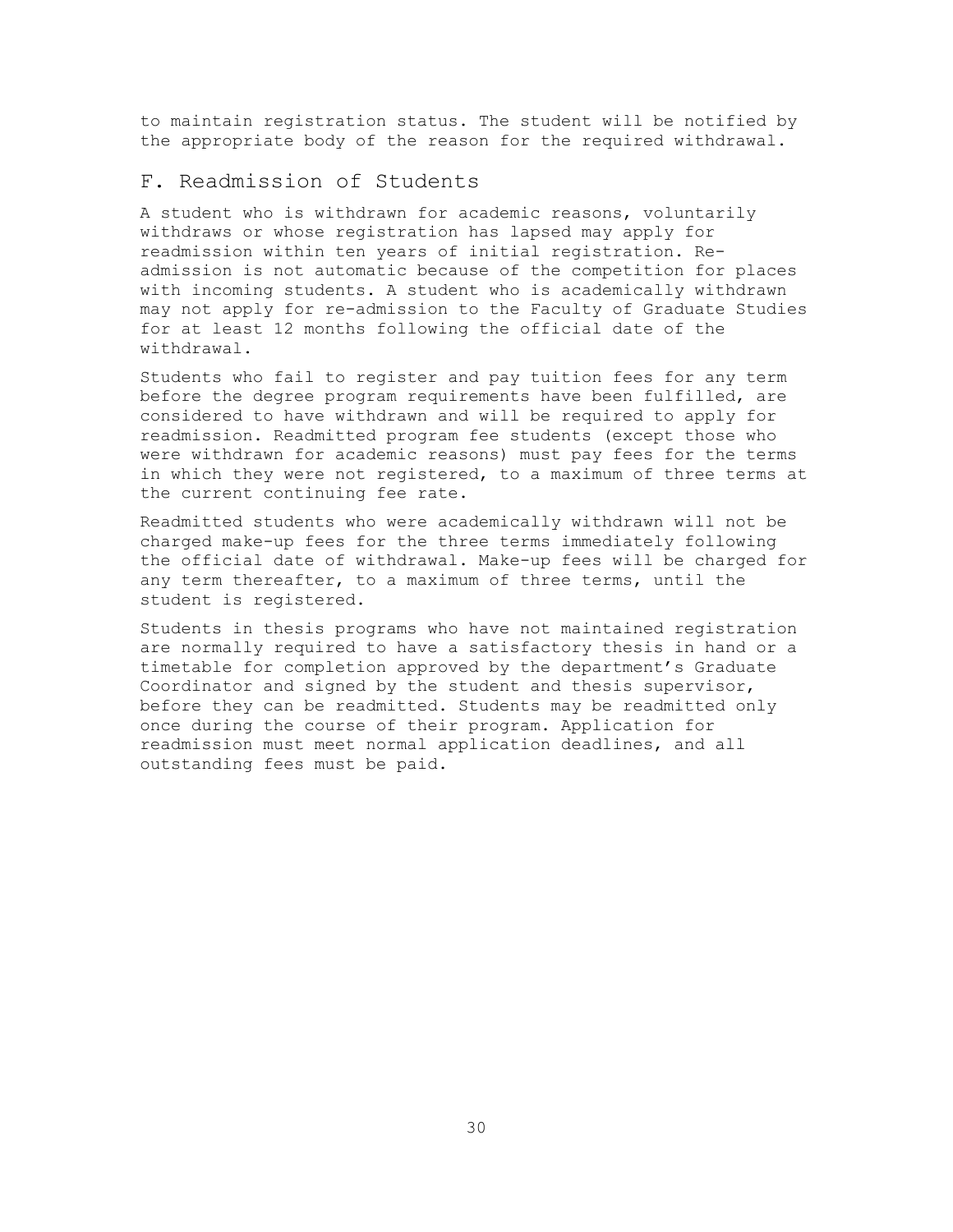to maintain registration status. The student will be notified by the appropriate body of the reason for the required withdrawal.

## F. Readmission of Students

A student who is withdrawn for academic reasons, voluntarily withdraws or whose registration has lapsed may apply for readmission within ten years of initial registration. Re-admission is not automatic because of the competition for places with incoming students. A student who is academically withdrawn may not apply for re-admission to the Faculty of Graduate Studies for at least 12 months following the official date of the withdrawal.

Students who fail to register and pay tuition fees for any term before the degree program requirements have been fulfilled, are considered to have withdrawn and will be required to apply for readmission. Readmitted program fee students (except those who were withdrawn for academic reasons) must pay fees for the terms in which they were not registered, to a maximum of three terms at the current continuing fee rate.

Readmitted students who were academically withdrawn will not be charged make-up fees for the three terms immediately following the official date of withdrawal. Make-up fees will be charged for any term thereafter, to a maximum of three terms, until the student is registered.

Students in thesis programs who have not maintained registration are normally required to have a satisfactory thesis in hand or a timetable for completion approved by the department's Graduate Coordinator and signed by the student and thesis supervisor, before they can be readmitted. Students may be readmitted only once during the course of their program. Application for readmission must meet normal application deadlines, and all outstanding fees must be paid.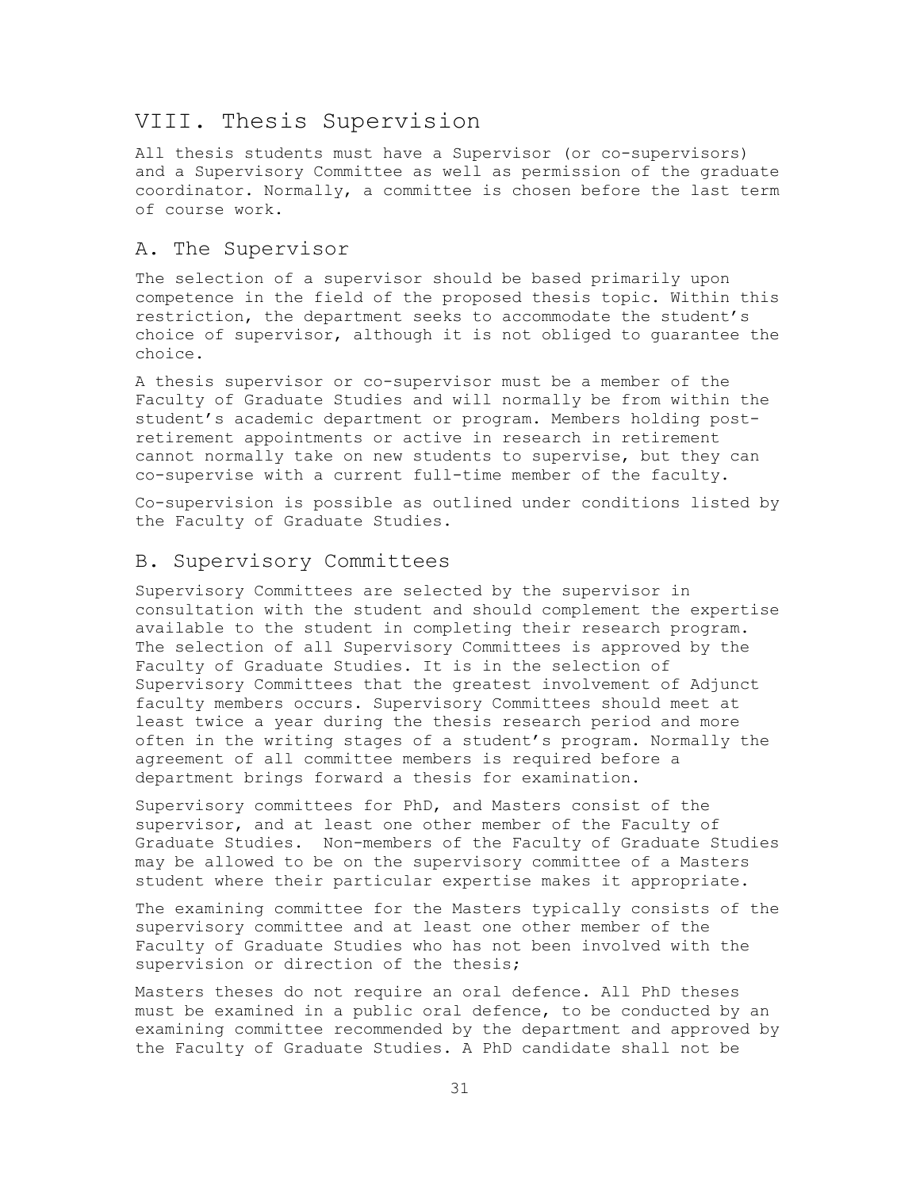# VIII. Thesis Supervision

All thesis students must have a Supervisor (or co-supervisors) and a Supervisory Committee as well as permission of the graduate coordinator. Normally, a committee is chosen before the last term of course work.

## A. The Supervisor

The selection of a supervisor should be based primarily upon competence in the field of the proposed thesis topic. Within this restriction, the department seeks to accommodate the student's choice of supervisor, although it is not obliged to guarantee the choice.

A thesis supervisor or co-supervisor must be a member of the Faculty of Graduate Studies and will normally be from within the student's academic department or program. Members holding post-retirement appointments or active in research in retirement cannot normally take on new students to supervise, but they can co-supervise with a current full-time member of the faculty.

Co-supervision is possible as outlined under conditions listed by the Faculty of Graduate Studies.

## B. Supervisory Committees

Supervisory Committees are selected by the supervisor in consultation with the student and should complement the expertise available to the student in completing their research program. The selection of all Supervisory Committees is approved by the Faculty of Graduate Studies. It is in the selection of Supervisory Committees that the greatest involvement of Adjunct faculty members occurs. Supervisory Committees should meet at least twice a year during the thesis research period and more often in the writing stages of a student's program. Normally the agreement of all committee members is required before a department brings forward a thesis for examination.

Supervisory committees for PhD, and Masters consist of the supervisor, and at least one other member of the Faculty of Graduate Studies. Non-members of the Faculty of Graduate Studies may be allowed to be on the supervisory committee of a Masters student where their particular expertise makes it appropriate.

The examining committee for the Masters typically consists of the supervisory committee and at least one other member of the Faculty of Graduate Studies who has not been involved with the supervision or direction of the thesis;

Masters theses do not require an oral defence. All PhD theses must be examined in a public oral defence, to be conducted by an examining committee recommended by the department and approved by the Faculty of Graduate Studies. A PhD candidate shall not be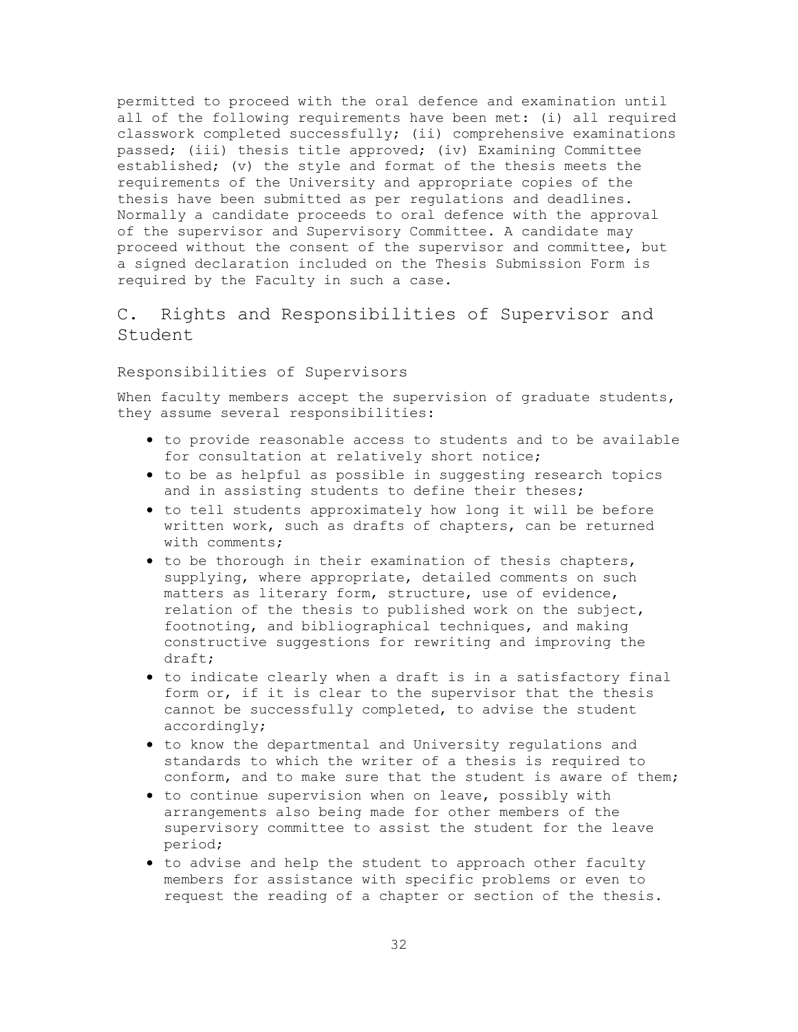permitted to proceed with the oral defence and examination until all of the following requirements have been met: (i) all required classwork completed successfully; (ii) comprehensive examinations passed; (iii) thesis title approved; (iv) Examining Committee established; (v) the style and format of the thesis meets the requirements of the University and appropriate copies of the thesis have been submitted as per regulations and deadlines. Normally a candidate proceeds to oral defence with the approval of the supervisor and Supervisory Committee. A candidate may proceed without the consent of the supervisor and committee, but a signed declaration included on the Thesis Submission Form is required by the Faculty in such a case.

## C. Rights and Responsibilities of Supervisor and Student

### Responsibilities of Supervisors

When faculty members accept the supervision of graduate students, they assume several responsibilities:

- to provide reasonable access to students and to be available for consultation at relatively short notice;
- to be as helpful as possible in suggesting research topics and in assisting students to define their theses;
- to tell students approximately how long it will be before written work, such as drafts of chapters, can be returned with comments;
- to be thorough in their examination of thesis chapters, supplying, where appropriate, detailed comments on such matters as literary form, structure, use of evidence, relation of the thesis to published work on the subject, footnoting, and bibliographical techniques, and making constructive suggestions for rewriting and improving the draft;
- to indicate clearly when a draft is in a satisfactory final form or, if it is clear to the supervisor that the thesis cannot be successfully completed, to advise the student accordingly;
- to know the departmental and University regulations and standards to which the writer of a thesis is required to conform, and to make sure that the student is aware of them;
- to continue supervision when on leave, possibly with arrangements also being made for other members of the supervisory committee to assist the student for the leave period;
- to advise and help the student to approach other faculty members for assistance with specific problems or even to request the reading of a chapter or section of the thesis.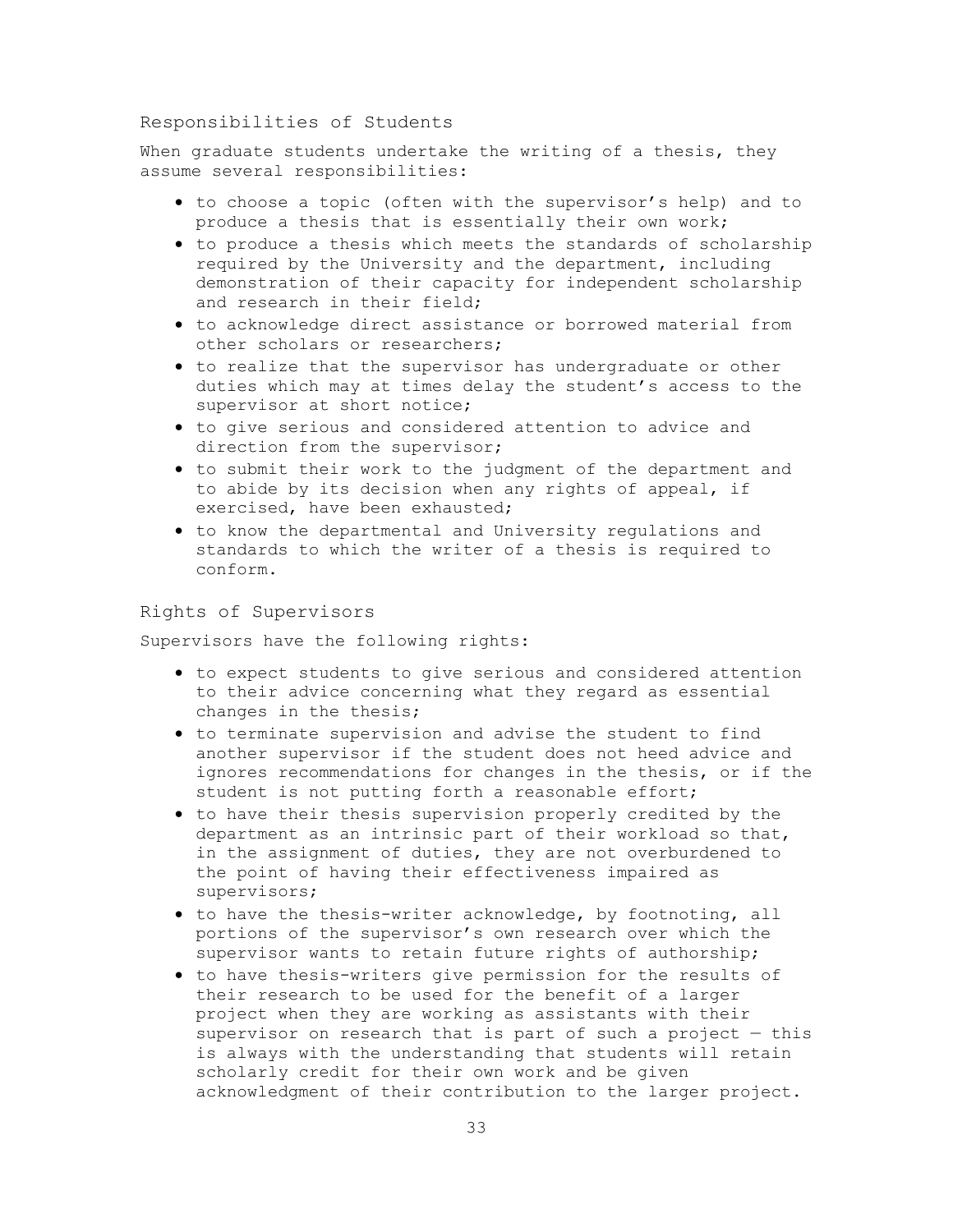## Responsibilities of Students

When graduate students undertake the writing of a thesis, they assume several responsibilities:

- to choose a topic (often with the supervisor's help) and to produce a thesis that is essentially their own work;
- to produce a thesis which meets the standards of scholarship required by the University and the department, including demonstration of their capacity for independent scholarship and research in their field;
- to acknowledge direct assistance or borrowed material from other scholars or researchers;
- to realize that the supervisor has undergraduate or other duties which may at times delay the student's access to the supervisor at short notice;
- to give serious and considered attention to advice and direction from the supervisor;
- to submit their work to the judgment of the department and to abide by its decision when any rights of appeal, if exercised, have been exhausted;
- to know the departmental and University regulations and standards to which the writer of a thesis is required to conform.

## Rights of Supervisors

Supervisors have the following rights:

- to expect students to give serious and considered attention to their advice concerning what they regard as essential changes in the thesis;
- to terminate supervision and advise the student to find another supervisor if the student does not heed advice and ignores recommendations for changes in the thesis, or if the student is not putting forth a reasonable effort;
- to have their thesis supervision properly credited by the department as an intrinsic part of their workload so that, in the assignment of duties, they are not overburdened to the point of having their effectiveness impaired as supervisors;
- to have the thesis-writer acknowledge, by footnoting, all portions of the supervisor's own research over which the supervisor wants to retain future rights of authorship;
- to have thesis-writers give permission for the results of their research to be used for the benefit of a larger project when they are working as assistants with their supervisor on research that is part of such a project — this is always with the understanding that students will retain scholarly credit for their own work and be given acknowledgment of their contribution to the larger project.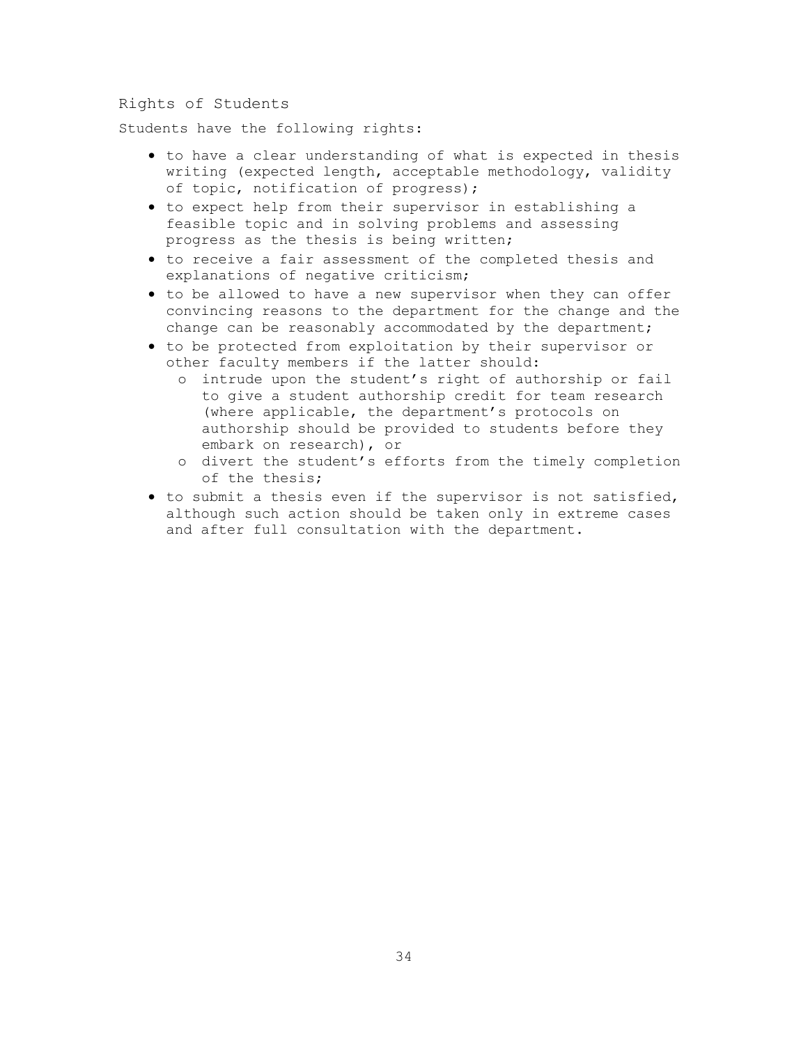## Rights of Students

Students have the following rights:

- to have a clear understanding of what is expected in thesis writing (expected length, acceptable methodology, validity of topic, notification of progress);
- to expect help from their supervisor in establishing a feasible topic and in solving problems and assessing progress as the thesis is being written;
- to receive a fair assessment of the completed thesis and explanations of negative criticism;
- to be allowed to have a new supervisor when they can offer convincing reasons to the department for the change and the change can be reasonably accommodated by the department;
- to be protected from exploitation by their supervisor or other faculty members if the latter should:
  - intrude upon the student's right of authorship or fail to give a student authorship credit for team research (where applicable, the department's protocols on authorship should be provided to students before they embark on research), or
  - divert the student's efforts from the timely completion of the thesis;
- to submit a thesis even if the supervisor is not satisfied, although such action should be taken only in extreme cases and after full consultation with the department.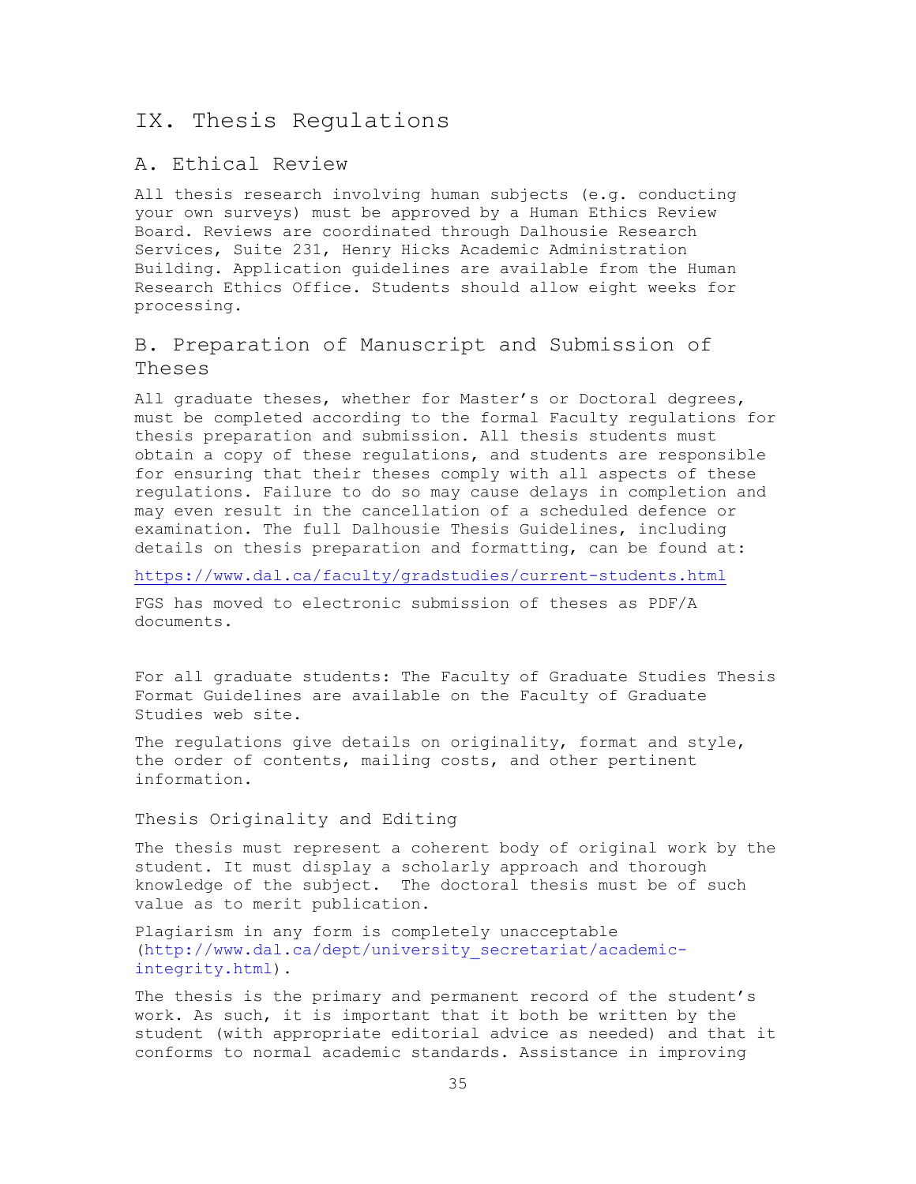# IX. Thesis Regulations

## A. Ethical Review

All thesis research involving human subjects (e.g. conducting your own surveys) must be approved by a Human Ethics Review Board. Reviews are coordinated through Dalhousie Research Services, Suite 231, Henry Hicks Academic Administration Building. Application guidelines are available from the Human Research Ethics Office. Students should allow eight weeks for processing.

## B. Preparation of Manuscript and Submission of Theses

All graduate theses, whether for Master's or Doctoral degrees, must be completed according to the formal Faculty regulations for thesis preparation and submission. All thesis students must obtain a copy of these regulations, and students are responsible for ensuring that their theses comply with all aspects of these regulations. Failure to do so may cause delays in completion and may even result in the cancellation of a scheduled defence or examination. The full Dalhousie Thesis Guidelines, including details on thesis preparation and formatting, can be found at:

https://www.dal.ca/faculty/gradstudies/current-students.html

FGS has moved to electronic submission of theses as PDF/A documents.

For all graduate students: The Faculty of Graduate Studies Thesis Format Guidelines are available on the Faculty of Graduate Studies web site.

The regulations give details on originality, format and style, the order of contents, mailing costs, and other pertinent information.

### Thesis Originality and Editing

The thesis must represent a coherent body of original work by the student. It must display a scholarly approach and thorough knowledge of the subject. The doctoral thesis must be of such value as to merit publication.

Plagiarism in any form is completely unacceptable (http://www.dal.ca/dept/university_secretariat/academic-integrity.html).

The thesis is the primary and permanent record of the student's work. As such, it is important that it both be written by the student (with appropriate editorial advice as needed) and that it conforms to normal academic standards. Assistance in improving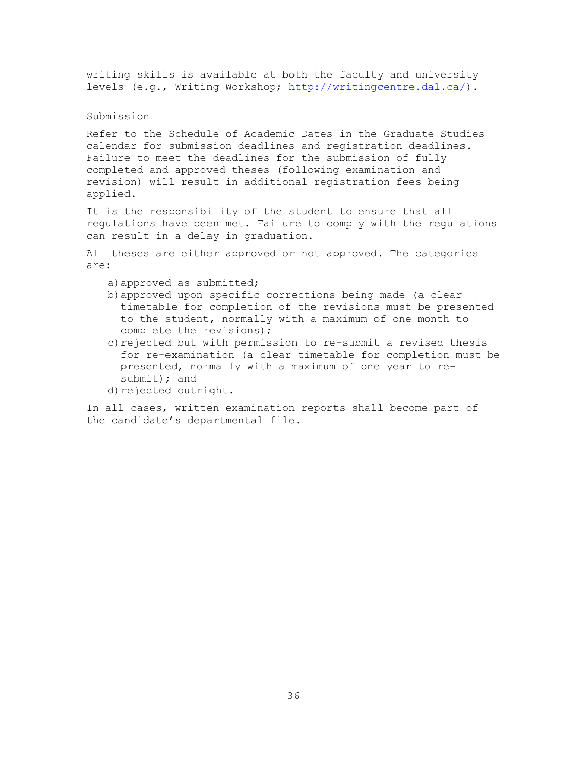writing skills is available at both the faculty and university levels (e.g., Writing Workshop; http://writingcentre.dal.ca/).

## Submission

Refer to the Schedule of Academic Dates in the Graduate Studies calendar for submission deadlines and registration deadlines. Failure to meet the deadlines for the submission of fully completed and approved theses (following examination and revision) will result in additional registration fees being applied.

It is the responsibility of the student to ensure that all regulations have been met. Failure to comply with the regulations can result in a delay in graduation.

All theses are either approved or not approved. The categories are:

a) approved as submitted;
b) approved upon specific corrections being made (a clear timetable for completion of the revisions must be presented to the student, normally with a maximum of one month to complete the revisions);
c) rejected but with permission to re-submit a revised thesis for re-examination (a clear timetable for completion must be presented, normally with a maximum of one year to re-submit); and
d) rejected outright.

In all cases, written examination reports shall become part of the candidate's departmental file.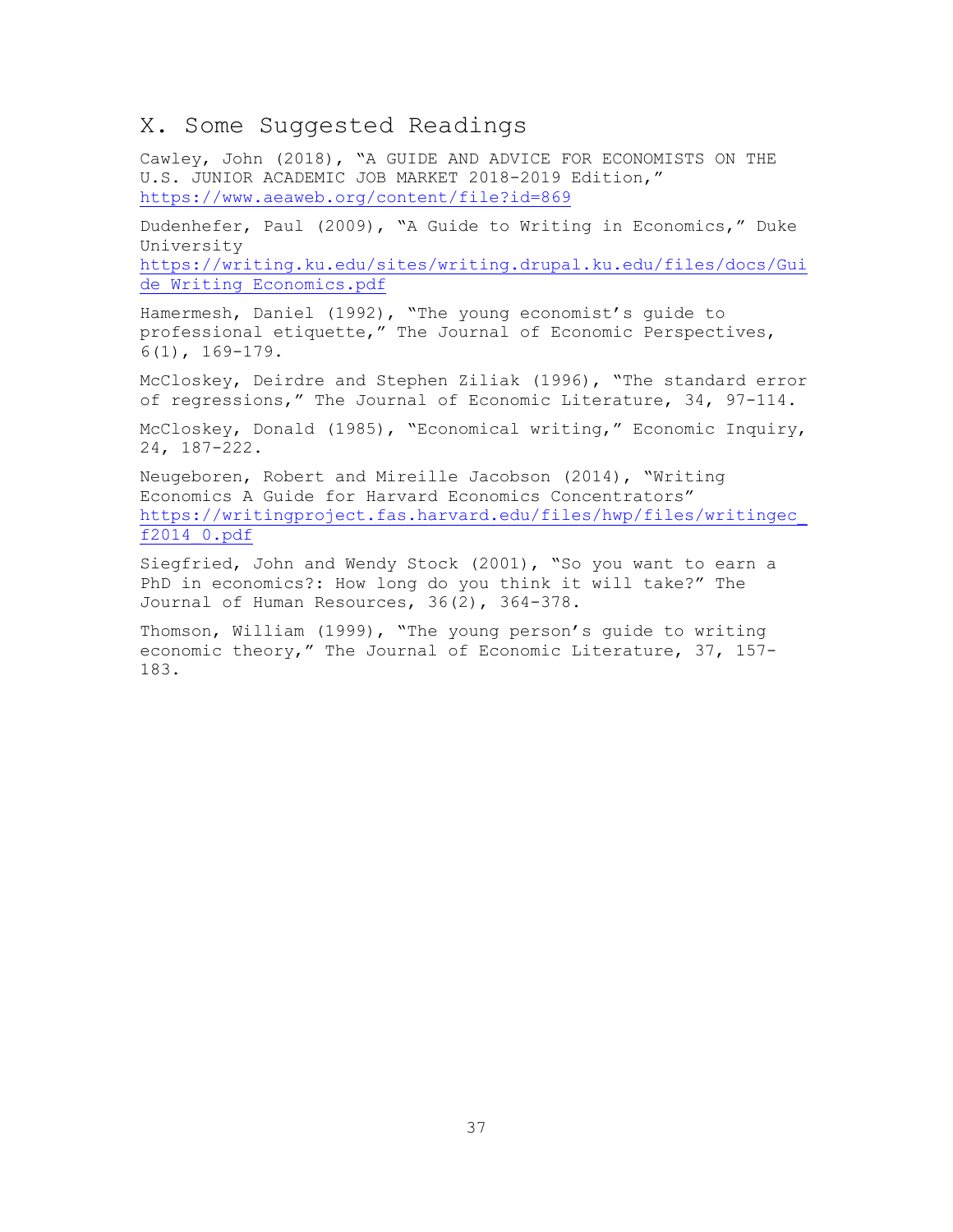## X. Some Suggested Readings

Cawley, John (2018), "A GUIDE AND ADVICE FOR ECONOMISTS ON THE U.S. JUNIOR ACADEMIC JOB MARKET 2018-2019 Edition," https://www.aeaweb.org/content/file?id=869

Dudenhefer, Paul (2009), "A Guide to Writing in Economics," Duke University https://writing.ku.edu/sites/writing.drupal.ku.edu/files/docs/Guide_Writing_Economics.pdf

Hamermesh, Daniel (1992), "The young economist's guide to professional etiquette," The Journal of Economic Perspectives, 6(1), 169-179.

McCloskey, Deirdre and Stephen Ziliak (1996), "The standard error of regressions," The Journal of Economic Literature, 34, 97-114.

McCloskey, Donald (1985), "Economical writing," Economic Inquiry, 24, 187-222.

Neugeboren, Robert and Mireille Jacobson (2014), "Writing Economics A Guide for Harvard Economics Concentrators" https://writingproject.fas.harvard.edu/files/hwp/files/writingec_f2014_0.pdf

Siegfried, John and Wendy Stock (2001), "So you want to earn a PhD in economics?: How long do you think it will take?" The Journal of Human Resources, 36(2), 364-378.

Thomson, William (1999), "The young person's guide to writing economic theory," The Journal of Economic Literature, 37, 157-183.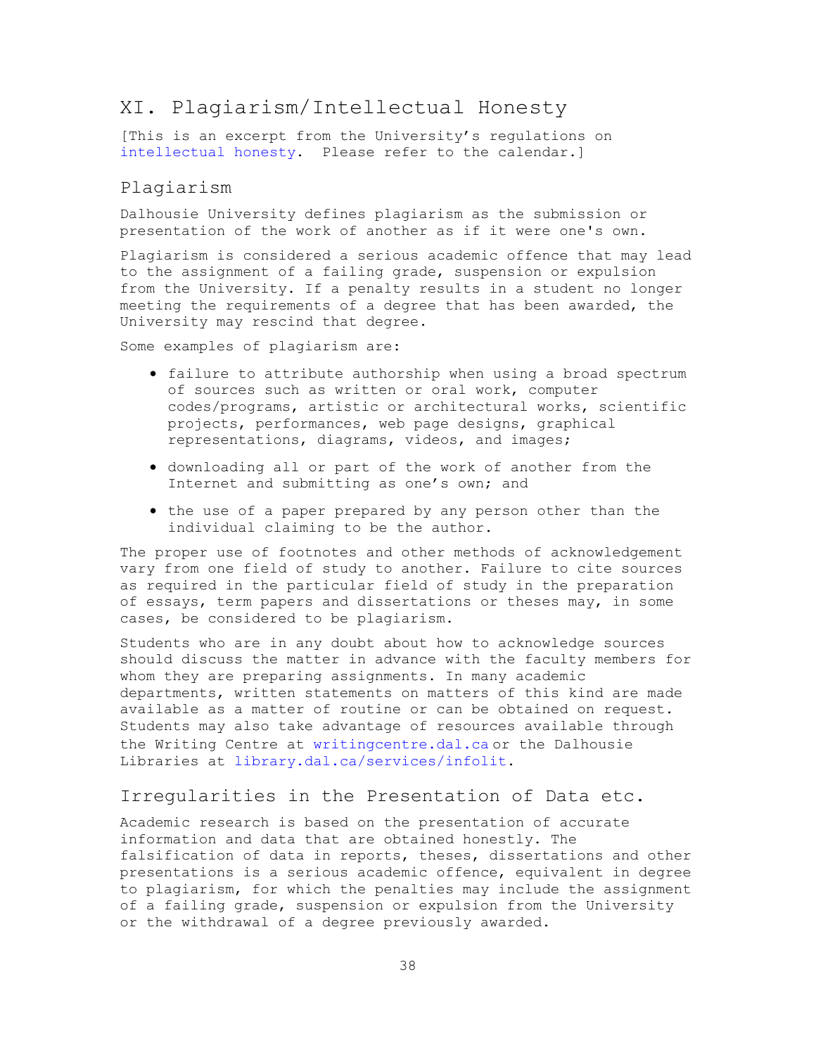# XI. Plagiarism/Intellectual Honesty

[This is an excerpt from the University's regulations on intellectual honesty. Please refer to the calendar.]

## Plagiarism

Dalhousie University defines plagiarism as the submission or presentation of the work of another as if it were one's own.

Plagiarism is considered a serious academic offence that may lead to the assignment of a failing grade, suspension or expulsion from the University. If a penalty results in a student no longer meeting the requirements of a degree that has been awarded, the University may rescind that degree.

Some examples of plagiarism are:

- failure to attribute authorship when using a broad spectrum of sources such as written or oral work, computer codes/programs, artistic or architectural works, scientific projects, performances, web page designs, graphical representations, diagrams, videos, and images;
- downloading all or part of the work of another from the Internet and submitting as one's own; and
- the use of a paper prepared by any person other than the individual claiming to be the author.

The proper use of footnotes and other methods of acknowledgement vary from one field of study to another. Failure to cite sources as required in the particular field of study in the preparation of essays, term papers and dissertations or theses may, in some cases, be considered to be plagiarism.

Students who are in any doubt about how to acknowledge sources should discuss the matter in advance with the faculty members for whom they are preparing assignments. In many academic departments, written statements on matters of this kind are made available as a matter of routine or can be obtained on request. Students may also take advantage of resources available through the Writing Centre at writingcentre.dal.ca or the Dalhousie Libraries at library.dal.ca/services/infolit.

## Irregularities in the Presentation of Data etc.

Academic research is based on the presentation of accurate information and data that are obtained honestly. The falsification of data in reports, theses, dissertations and other presentations is a serious academic offence, equivalent in degree to plagiarism, for which the penalties may include the assignment of a failing grade, suspension or expulsion from the University or the withdrawal of a degree previously awarded.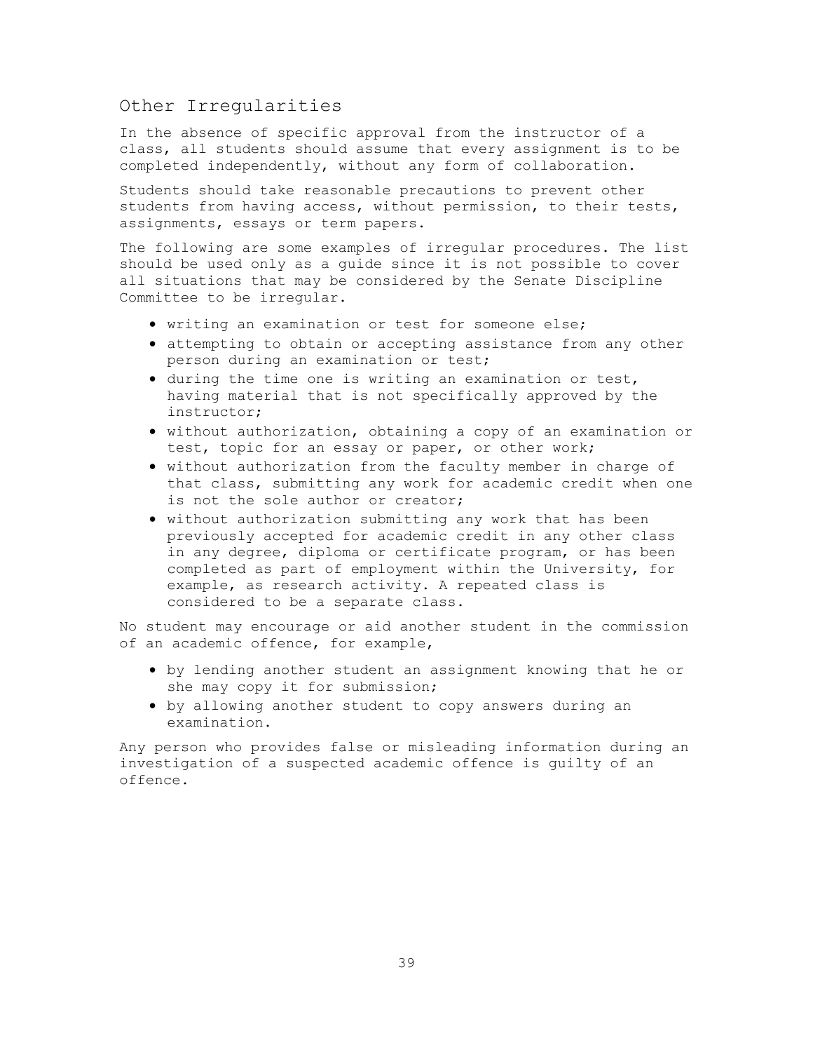## Other Irregularities

In the absence of specific approval from the instructor of a class, all students should assume that every assignment is to be completed independently, without any form of collaboration.

Students should take reasonable precautions to prevent other students from having access, without permission, to their tests, assignments, essays or term papers.

The following are some examples of irregular procedures. The list should be used only as a guide since it is not possible to cover all situations that may be considered by the Senate Discipline Committee to be irregular.

- writing an examination or test for someone else;
- attempting to obtain or accepting assistance from any other person during an examination or test;
- during the time one is writing an examination or test, having material that is not specifically approved by the instructor;
- without authorization, obtaining a copy of an examination or test, topic for an essay or paper, or other work;
- without authorization from the faculty member in charge of that class, submitting any work for academic credit when one is not the sole author or creator;
- without authorization submitting any work that has been previously accepted for academic credit in any other class in any degree, diploma or certificate program, or has been completed as part of employment within the University, for example, as research activity. A repeated class is considered to be a separate class.

No student may encourage or aid another student in the commission of an academic offence, for example,

- by lending another student an assignment knowing that he or she may copy it for submission;
- by allowing another student to copy answers during an examination.

Any person who provides false or misleading information during an investigation of a suspected academic offence is guilty of an offence.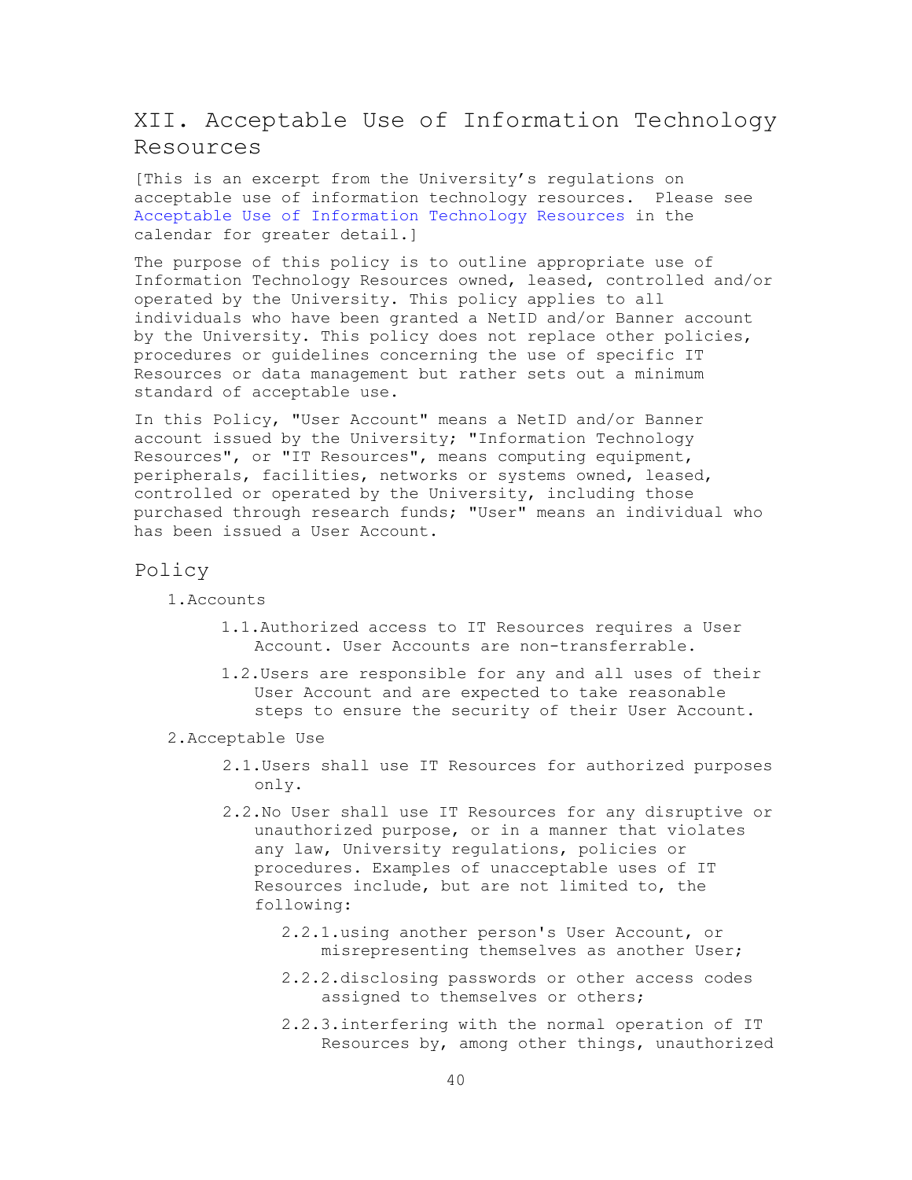## XII. Acceptable Use of Information Technology Resources

[This is an excerpt from the University's regulations on acceptable use of information technology resources. Please see Acceptable Use of Information Technology Resources in the calendar for greater detail.]

The purpose of this policy is to outline appropriate use of Information Technology Resources owned, leased, controlled and/or operated by the University. This policy applies to all individuals who have been granted a NetID and/or Banner account by the University. This policy does not replace other policies, procedures or guidelines concerning the use of specific IT Resources or data management but rather sets out a minimum standard of acceptable use.

In this Policy, "User Account" means a NetID and/or Banner account issued by the University; "Information Technology Resources", or "IT Resources", means computing equipment, peripherals, facilities, networks or systems owned, leased, controlled or operated by the University, including those purchased through research funds; "User" means an individual who has been issued a User Account.

### Policy

1. Accounts
   1.1. Authorized access to IT Resources requires a User Account. User Accounts are non-transferrable.
   1.2. Users are responsible for any and all uses of their User Account and are expected to take reasonable steps to ensure the security of their User Account.
2. Acceptable Use
   2.1. Users shall use IT Resources for authorized purposes only.
   2.2. No User shall use IT Resources for any disruptive or unauthorized purpose, or in a manner that violates any law, University regulations, policies or procedures. Examples of unacceptable uses of IT Resources include, but are not limited to, the following:
      2.2.1. using another person's User Account, or misrepresenting themselves as another User;
      2.2.2. disclosing passwords or other access codes assigned to themselves or others;
      2.2.3. interfering with the normal operation of IT Resources by, among other things, unauthorized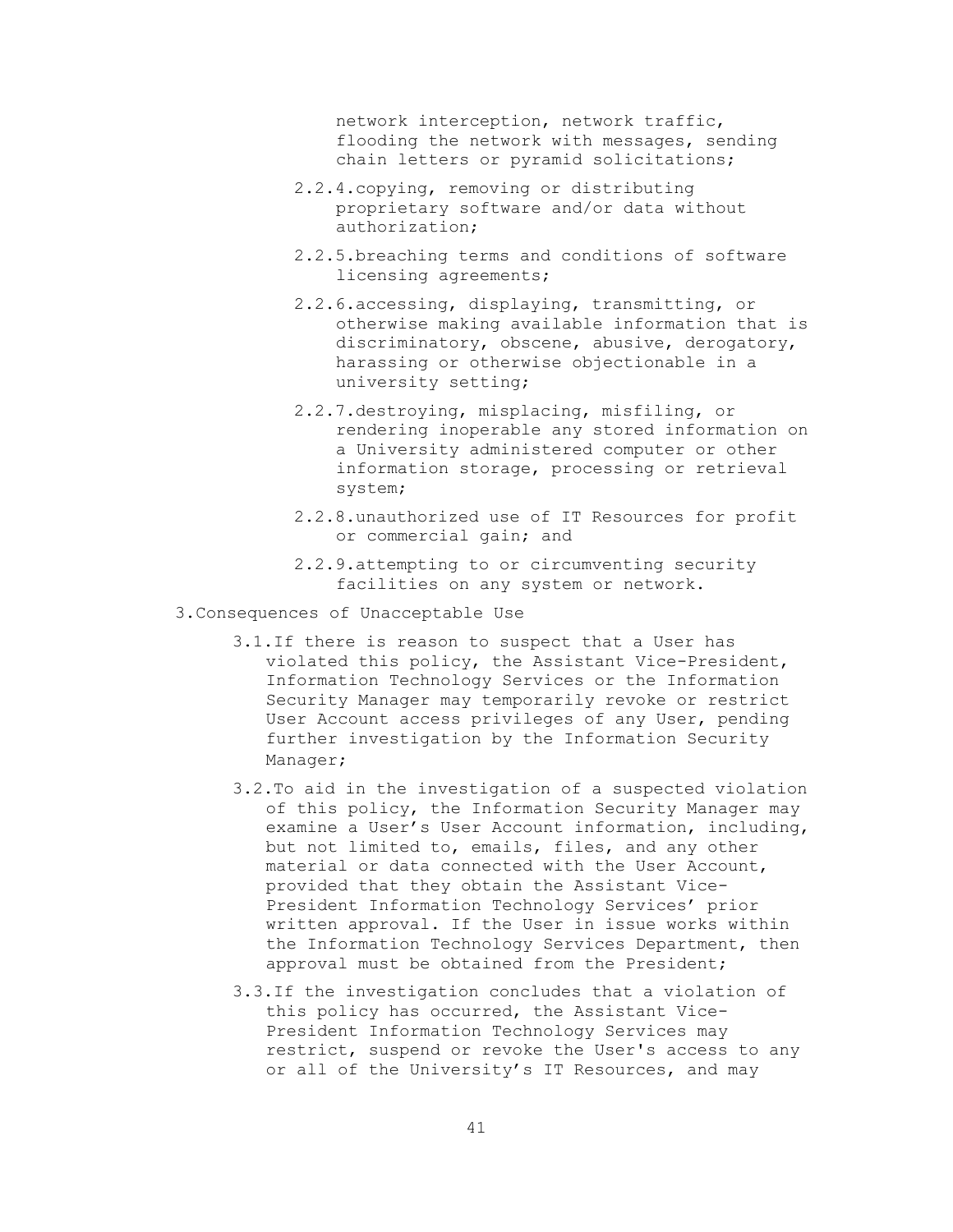network interception, network traffic, flooding the network with messages, sending chain letters or pyramid solicitations;

2.2.4. copying, removing or distributing proprietary software and/or data without authorization;

2.2.5. breaching terms and conditions of software licensing agreements;

2.2.6. accessing, displaying, transmitting, or otherwise making available information that is discriminatory, obscene, abusive, derogatory, harassing or otherwise objectionable in a university setting;

2.2.7. destroying, misplacing, misfiling, or rendering inoperable any stored information on a University administered computer or other information storage, processing or retrieval system;

2.2.8. unauthorized use of IT Resources for profit or commercial gain; and

2.2.9. attempting to or circumventing security facilities on any system or network.

3. Consequences of Unacceptable Use

3.1. If there is reason to suspect that a User has violated this policy, the Assistant Vice-President, Information Technology Services or the Information Security Manager may temporarily revoke or restrict User Account access privileges of any User, pending further investigation by the Information Security Manager;

3.2. To aid in the investigation of a suspected violation of this policy, the Information Security Manager may examine a User's User Account information, including, but not limited to, emails, files, and any other material or data connected with the User Account, provided that they obtain the Assistant Vice-President Information Technology Services' prior written approval. If the User in issue works within the Information Technology Services Department, then approval must be obtained from the President;

3.3. If the investigation concludes that a violation of this policy has occurred, the Assistant Vice-President Information Technology Services may restrict, suspend or revoke the User's access to any or all of the University's IT Resources, and may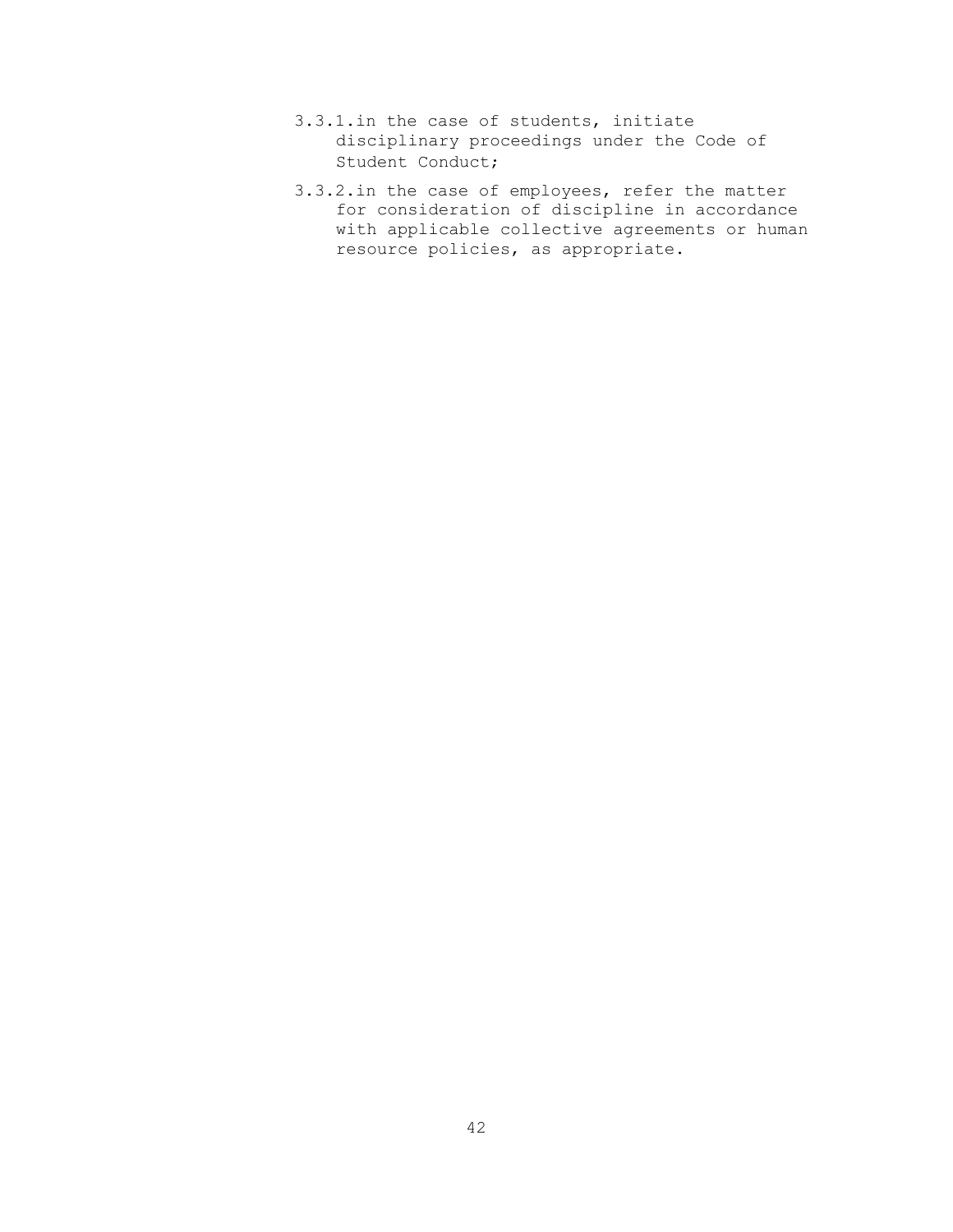3.3.1. in the case of students, initiate disciplinary proceedings under the Code of Student Conduct;

3.3.2. in the case of employees, refer the matter for consideration of discipline in accordance with applicable collective agreements or human resource policies, as appropriate.